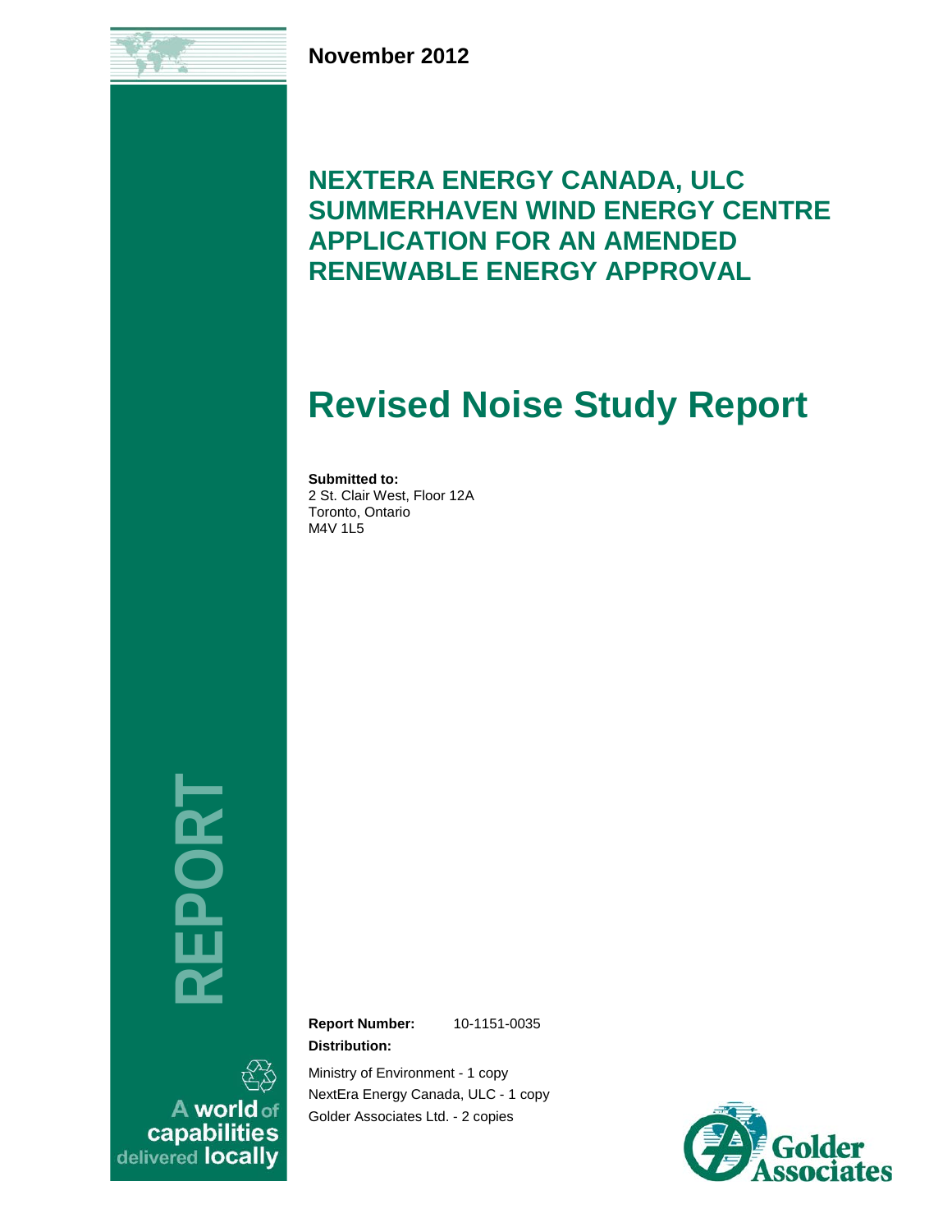November 2012

# NEXTERA ENERGY CANADA, ULC SUMMERHAVEN WIND ENERGY CENTRE APPLICATION FOR AN AMENDED RENEWABLE ENERGY APPROVAL

# Revised Noise Study Report

**Submitted to:**
2 St. Clair West, Floor 12A
Toronto, Ontario
M4V 1L5

REPORT

**Report Number:** 10-1151-0035

**Distribution:**

Ministry of Environment - 1 copy
NextEra Energy Canada, ULC - 1 copy
Golder Associates Ltd. - 2 copies

A world of capabilities delivered locally

Golder Associates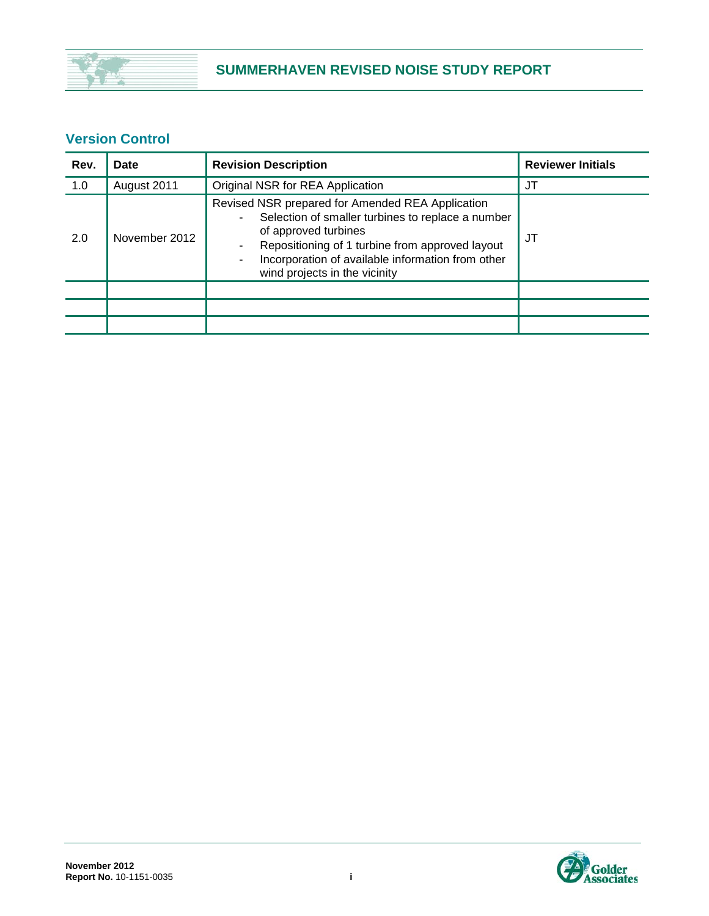## Version Control

| Rev. | Date | Revision Description | Reviewer Initials |
|---|---|---|---|
| 1.0 | August 2011 | Original NSR for REA Application | JT |
| 2.0 | November 2012 | Revised NSR prepared for Amended REA Application<br>- Selection of smaller turbines to replace a number of approved turbines<br>- Repositioning of 1 turbine from approved layout<br>- Incorporation of available information from other wind projects in the vicinity | JT |
| | | | |
| | | | |
| | | | |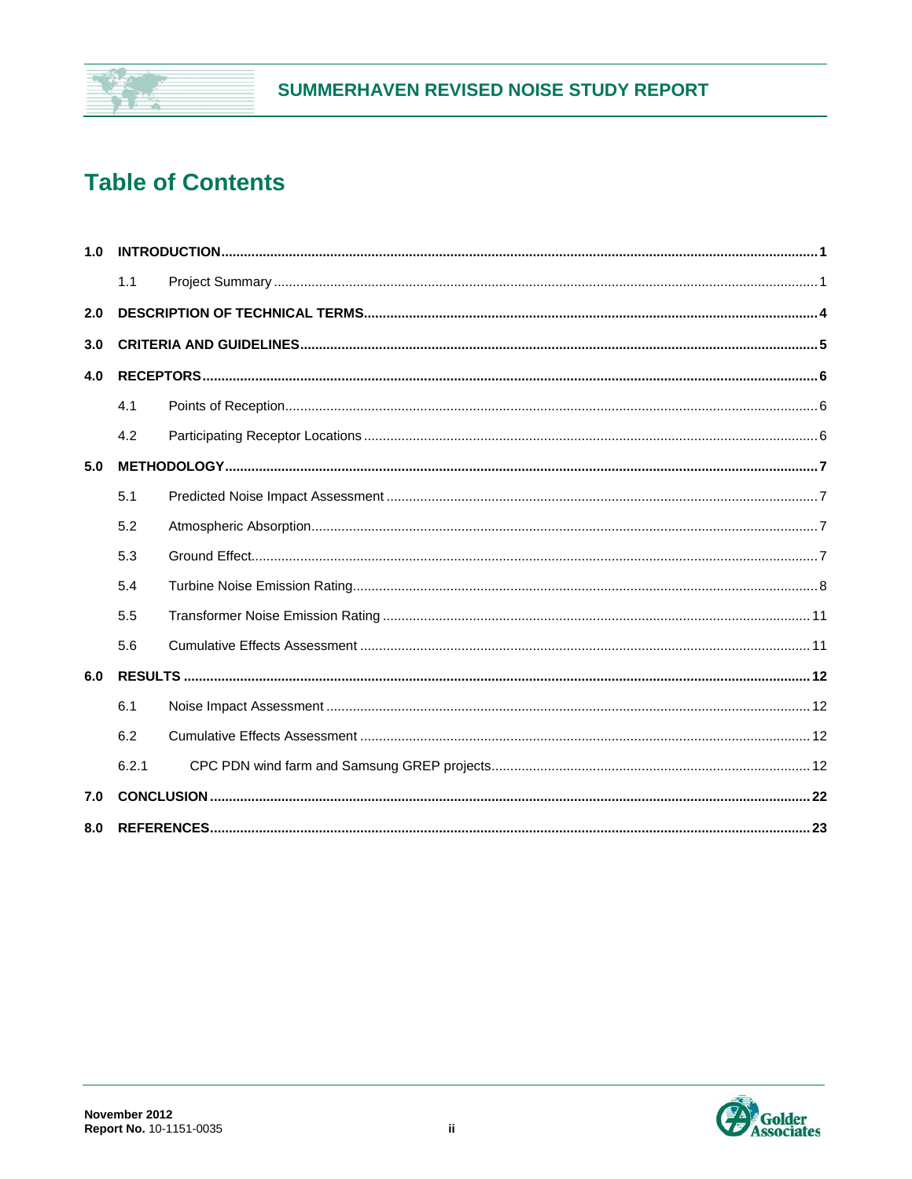# Table of Contents

| | | |
|---|---|---|
| **1.0** | **INTRODUCTION** | **1** |
| 1.1 | Project Summary | 1 |
| **2.0** | **DESCRIPTION OF TECHNICAL TERMS** | **4** |
| **3.0** | **CRITERIA AND GUIDELINES** | **5** |
| **4.0** | **RECEPTORS** | **6** |
| 4.1 | Points of Reception | 6 |
| 4.2 | Participating Receptor Locations | 6 |
| **5.0** | **METHODOLOGY** | **7** |
| 5.1 | Predicted Noise Impact Assessment | 7 |
| 5.2 | Atmospheric Absorption | 7 |
| 5.3 | Ground Effect | 7 |
| 5.4 | Turbine Noise Emission Rating | 8 |
| 5.5 | Transformer Noise Emission Rating | 11 |
| 5.6 | Cumulative Effects Assessment | 11 |
| **6.0** | **RESULTS** | **12** |
| 6.1 | Noise Impact Assessment | 12 |
| 6.2 | Cumulative Effects Assessment | 12 |
| 6.2.1 | CPC PDN wind farm and Samsung GREP projects | 12 |
| **7.0** | **CONCLUSION** | **22** |
| **8.0** | **REFERENCES** | **23** |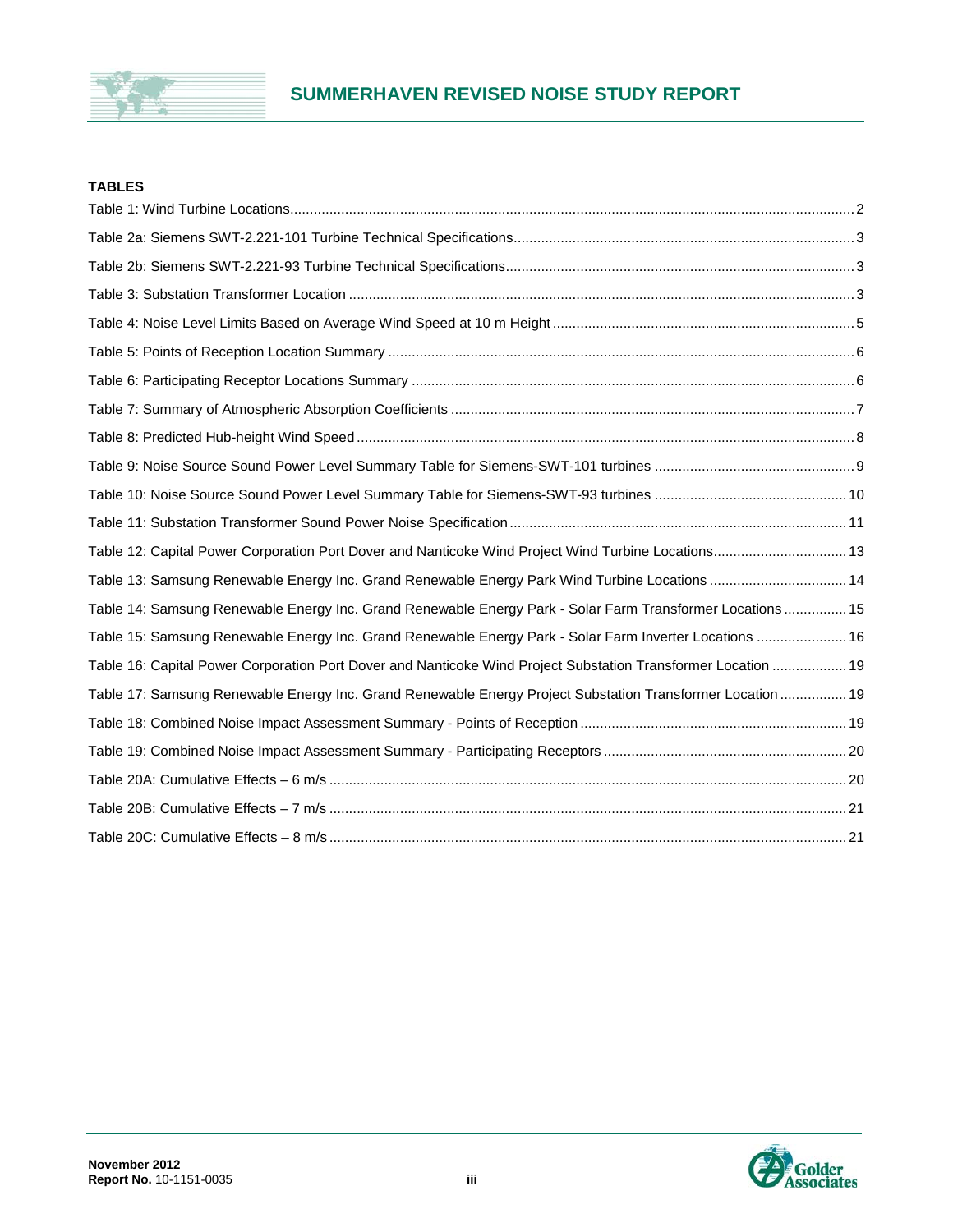**TABLES**

Table 1: Wind Turbine Locations ........ 2

Table 2a: Siemens SWT-2.221-101 Turbine Technical Specifications ........ 3

Table 2b: Siemens SWT-2.221-93 Turbine Technical Specifications ........ 3

Table 3: Substation Transformer Location ........ 3

Table 4: Noise Level Limits Based on Average Wind Speed at 10 m Height ........ 5

Table 5: Points of Reception Location Summary ........ 6

Table 6: Participating Receptor Locations Summary ........ 6

Table 7: Summary of Atmospheric Absorption Coefficients ........ 7

Table 8: Predicted Hub-height Wind Speed ........ 8

Table 9: Noise Source Sound Power Level Summary Table for Siemens-SWT-101 turbines ........ 9

Table 10: Noise Source Sound Power Level Summary Table for Siemens-SWT-93 turbines ........ 10

Table 11: Substation Transformer Sound Power Noise Specification ........ 11

Table 12: Capital Power Corporation Port Dover and Nanticoke Wind Project Wind Turbine Locations ........ 13

Table 13: Samsung Renewable Energy Inc. Grand Renewable Energy Park Wind Turbine Locations ........ 14

Table 14: Samsung Renewable Energy Inc. Grand Renewable Energy Park - Solar Farm Transformer Locations ........ 15

Table 15: Samsung Renewable Energy Inc. Grand Renewable Energy Park - Solar Farm Inverter Locations ........ 16

Table 16: Capital Power Corporation Port Dover and Nanticoke Wind Project Substation Transformer Location ........ 19

Table 17: Samsung Renewable Energy Inc. Grand Renewable Energy Project Substation Transformer Location ........ 19

Table 18: Combined Noise Impact Assessment Summary - Points of Reception ........ 19

Table 19: Combined Noise Impact Assessment Summary - Participating Receptors ........ 20

Table 20A: Cumulative Effects – 6 m/s ........ 20

Table 20B: Cumulative Effects – 7 m/s ........ 21

Table 20C: Cumulative Effects – 8 m/s ........ 21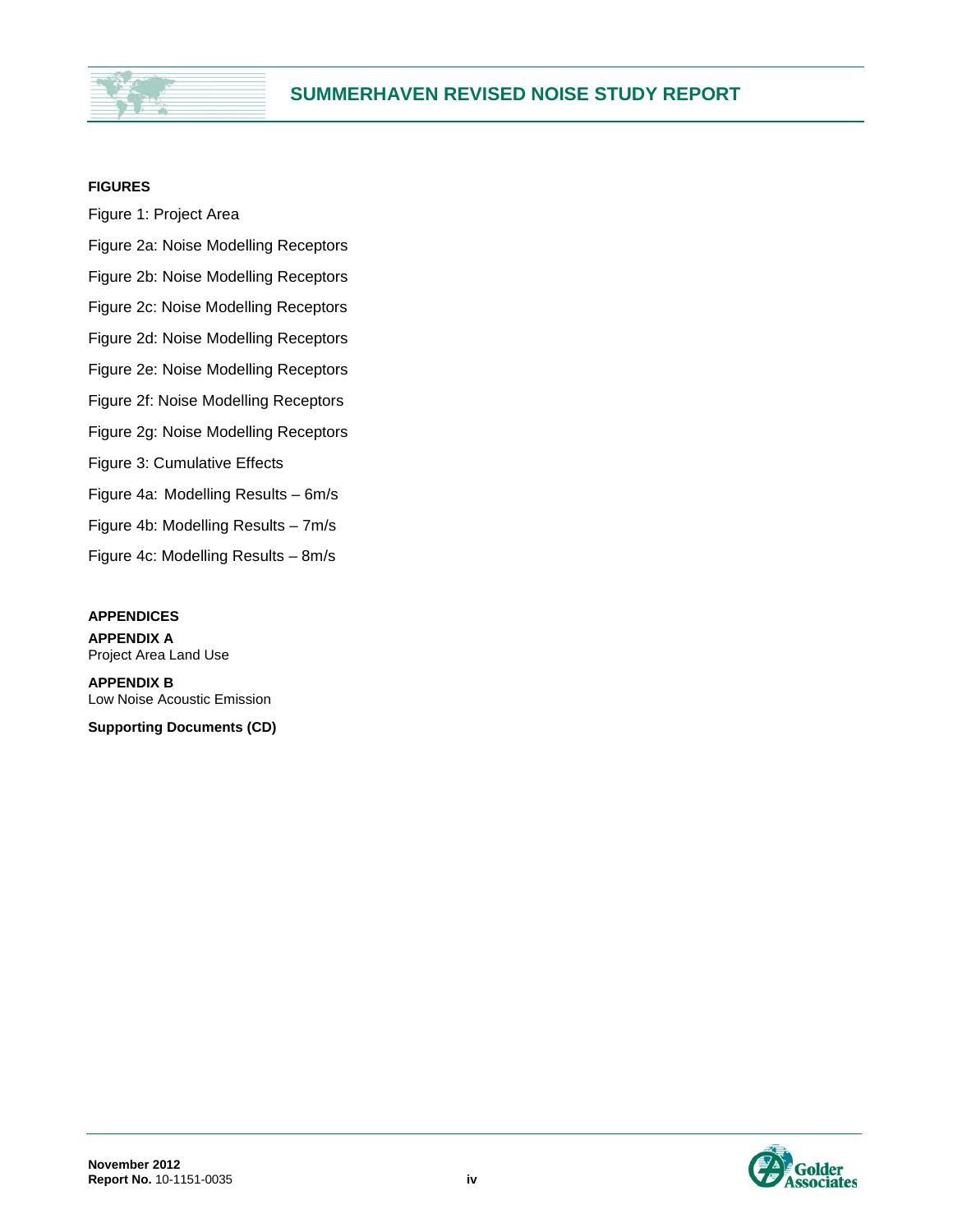**FIGURES**

Figure 1: Project Area

Figure 2a: Noise Modelling Receptors

Figure 2b: Noise Modelling Receptors

Figure 2c: Noise Modelling Receptors

Figure 2d: Noise Modelling Receptors

Figure 2e: Noise Modelling Receptors

Figure 2f: Noise Modelling Receptors

Figure 2g: Noise Modelling Receptors

Figure 3: Cumulative Effects

Figure 4a: Modelling Results – 6m/s

Figure 4b: Modelling Results – 7m/s

Figure 4c: Modelling Results – 8m/s

**APPENDICES**

**APPENDIX A**
Project Area Land Use

**APPENDIX B**
Low Noise Acoustic Emission

**Supporting Documents (CD)**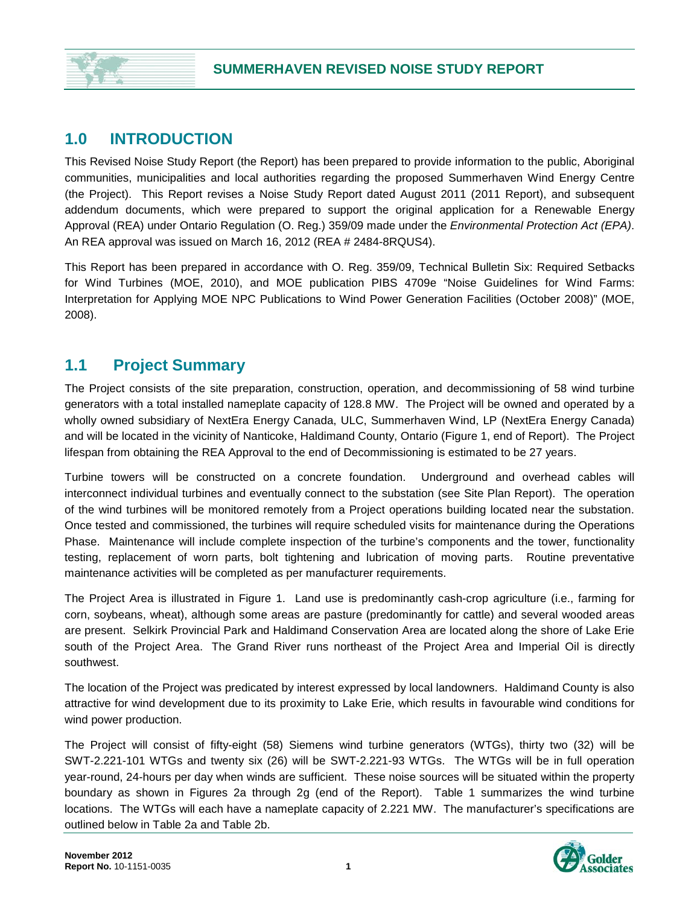## 1.0 INTRODUCTION

This Revised Noise Study Report (the Report) has been prepared to provide information to the public, Aboriginal communities, municipalities and local authorities regarding the proposed Summerhaven Wind Energy Centre (the Project). This Report revises a Noise Study Report dated August 2011 (2011 Report), and subsequent addendum documents, which were prepared to support the original application for a Renewable Energy Approval (REA) under Ontario Regulation (O. Reg.) 359/09 made under the *Environmental Protection Act (EPA)*. An REA approval was issued on March 16, 2012 (REA # 2484-8RQUS4).

This Report has been prepared in accordance with O. Reg. 359/09, Technical Bulletin Six: Required Setbacks for Wind Turbines (MOE, 2010), and MOE publication PIBS 4709e "Noise Guidelines for Wind Farms: Interpretation for Applying MOE NPC Publications to Wind Power Generation Facilities (October 2008)" (MOE, 2008).

## 1.1 Project Summary

The Project consists of the site preparation, construction, operation, and decommissioning of 58 wind turbine generators with a total installed nameplate capacity of 128.8 MW. The Project will be owned and operated by a wholly owned subsidiary of NextEra Energy Canada, ULC, Summerhaven Wind, LP (NextEra Energy Canada) and will be located in the vicinity of Nanticoke, Haldimand County, Ontario (Figure 1, end of Report). The Project lifespan from obtaining the REA Approval to the end of Decommissioning is estimated to be 27 years.

Turbine towers will be constructed on a concrete foundation. Underground and overhead cables will interconnect individual turbines and eventually connect to the substation (see Site Plan Report). The operation of the wind turbines will be monitored remotely from a Project operations building located near the substation. Once tested and commissioned, the turbines will require scheduled visits for maintenance during the Operations Phase. Maintenance will include complete inspection of the turbine's components and the tower, functionality testing, replacement of worn parts, bolt tightening and lubrication of moving parts. Routine preventative maintenance activities will be completed as per manufacturer requirements.

The Project Area is illustrated in Figure 1. Land use is predominantly cash-crop agriculture (i.e., farming for corn, soybeans, wheat), although some areas are pasture (predominantly for cattle) and several wooded areas are present. Selkirk Provincial Park and Haldimand Conservation Area are located along the shore of Lake Erie south of the Project Area. The Grand River runs northeast of the Project Area and Imperial Oil is directly southwest.

The location of the Project was predicated by interest expressed by local landowners. Haldimand County is also attractive for wind development due to its proximity to Lake Erie, which results in favourable wind conditions for wind power production.

The Project will consist of fifty-eight (58) Siemens wind turbine generators (WTGs), thirty two (32) will be SWT-2.221-101 WTGs and twenty six (26) will be SWT-2.221-93 WTGs. The WTGs will be in full operation year-round, 24-hours per day when winds are sufficient. These noise sources will be situated within the property boundary as shown in Figures 2a through 2g (end of the Report). Table 1 summarizes the wind turbine locations. The WTGs will each have a nameplate capacity of 2.221 MW. The manufacturer's specifications are outlined below in Table 2a and Table 2b.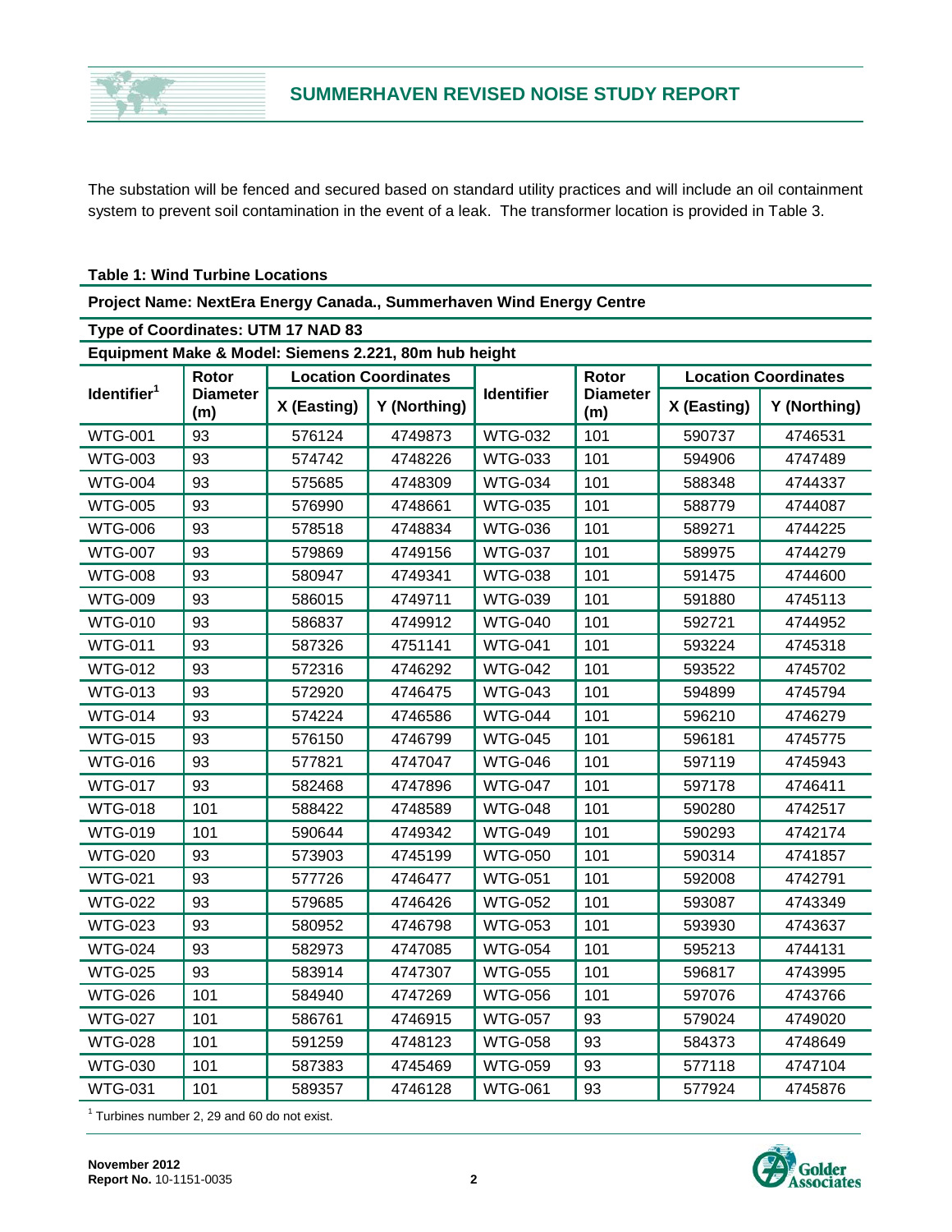The substation will be fenced and secured based on standard utility practices and will include an oil containment system to prevent soil contamination in the event of a leak. The transformer location is provided in Table 3.

**Table 1: Wind Turbine Locations**

**Project Name: NextEra Energy Canada., Summerhaven Wind Energy Centre**

**Type of Coordinates: UTM 17 NAD 83**

**Equipment Make & Model: Siemens 2.221, 80m hub height**

| Identifier[1] | Rotor Diameter (m) | Location Coordinates | | Identifier | Rotor Diameter (m) | Location Coordinates | |
|---|---|---|---|---|---|---|---|
| | | X (Easting) | Y (Northing) | | | X (Easting) | Y (Northing) |
| WTG-001 | 93 | 576124 | 4749873 | WTG-032 | 101 | 590737 | 4746531 |
| WTG-003 | 93 | 574742 | 4748226 | WTG-033 | 101 | 594906 | 4747489 |
| WTG-004 | 93 | 575685 | 4748309 | WTG-034 | 101 | 588348 | 4744337 |
| WTG-005 | 93 | 576990 | 4748661 | WTG-035 | 101 | 588779 | 4744087 |
| WTG-006 | 93 | 578518 | 4748834 | WTG-036 | 101 | 589271 | 4744225 |
| WTG-007 | 93 | 579869 | 4749156 | WTG-037 | 101 | 589975 | 4744279 |
| WTG-008 | 93 | 580947 | 4749341 | WTG-038 | 101 | 591475 | 4744600 |
| WTG-009 | 93 | 586015 | 4749711 | WTG-039 | 101 | 591880 | 4745113 |
| WTG-010 | 93 | 586837 | 4749912 | WTG-040 | 101 | 592721 | 4744952 |
| WTG-011 | 93 | 587326 | 4751141 | WTG-041 | 101 | 593224 | 4745318 |
| WTG-012 | 93 | 572316 | 4746292 | WTG-042 | 101 | 593522 | 4745702 |
| WTG-013 | 93 | 572920 | 4746475 | WTG-043 | 101 | 594899 | 4745794 |
| WTG-014 | 93 | 574224 | 4746586 | WTG-044 | 101 | 596210 | 4746279 |
| WTG-015 | 93 | 576150 | 4746799 | WTG-045 | 101 | 596181 | 4745775 |
| WTG-016 | 93 | 577821 | 4747047 | WTG-046 | 101 | 597119 | 4745943 |
| WTG-017 | 93 | 582468 | 4747896 | WTG-047 | 101 | 597178 | 4746411 |
| WTG-018 | 101 | 588422 | 4748589 | WTG-048 | 101 | 590280 | 4742517 |
| WTG-019 | 101 | 590644 | 4749342 | WTG-049 | 101 | 590293 | 4742174 |
| WTG-020 | 93 | 573903 | 4745199 | WTG-050 | 101 | 590314 | 4741857 |
| WTG-021 | 93 | 577726 | 4746477 | WTG-051 | 101 | 592008 | 4742791 |
| WTG-022 | 93 | 579685 | 4746426 | WTG-052 | 101 | 593087 | 4743349 |
| WTG-023 | 93 | 580952 | 4746798 | WTG-053 | 101 | 593930 | 4743637 |
| WTG-024 | 93 | 582973 | 4747085 | WTG-054 | 101 | 595213 | 4744131 |
| WTG-025 | 93 | 583914 | 4747307 | WTG-055 | 101 | 596817 | 4743995 |
| WTG-026 | 101 | 584940 | 4747269 | WTG-056 | 101 | 597076 | 4743766 |
| WTG-027 | 101 | 586761 | 4746915 | WTG-057 | 93 | 579024 | 4749020 |
| WTG-028 | 101 | 591259 | 4748123 | WTG-058 | 93 | 584373 | 4748649 |
| WTG-030 | 101 | 587383 | 4745469 | WTG-059 | 93 | 577118 | 4747104 |
| WTG-031 | 101 | 589357 | 4746128 | WTG-061 | 93 | 577924 | 4745876 |

[1] Turbines number 2, 29 and 60 do not exist.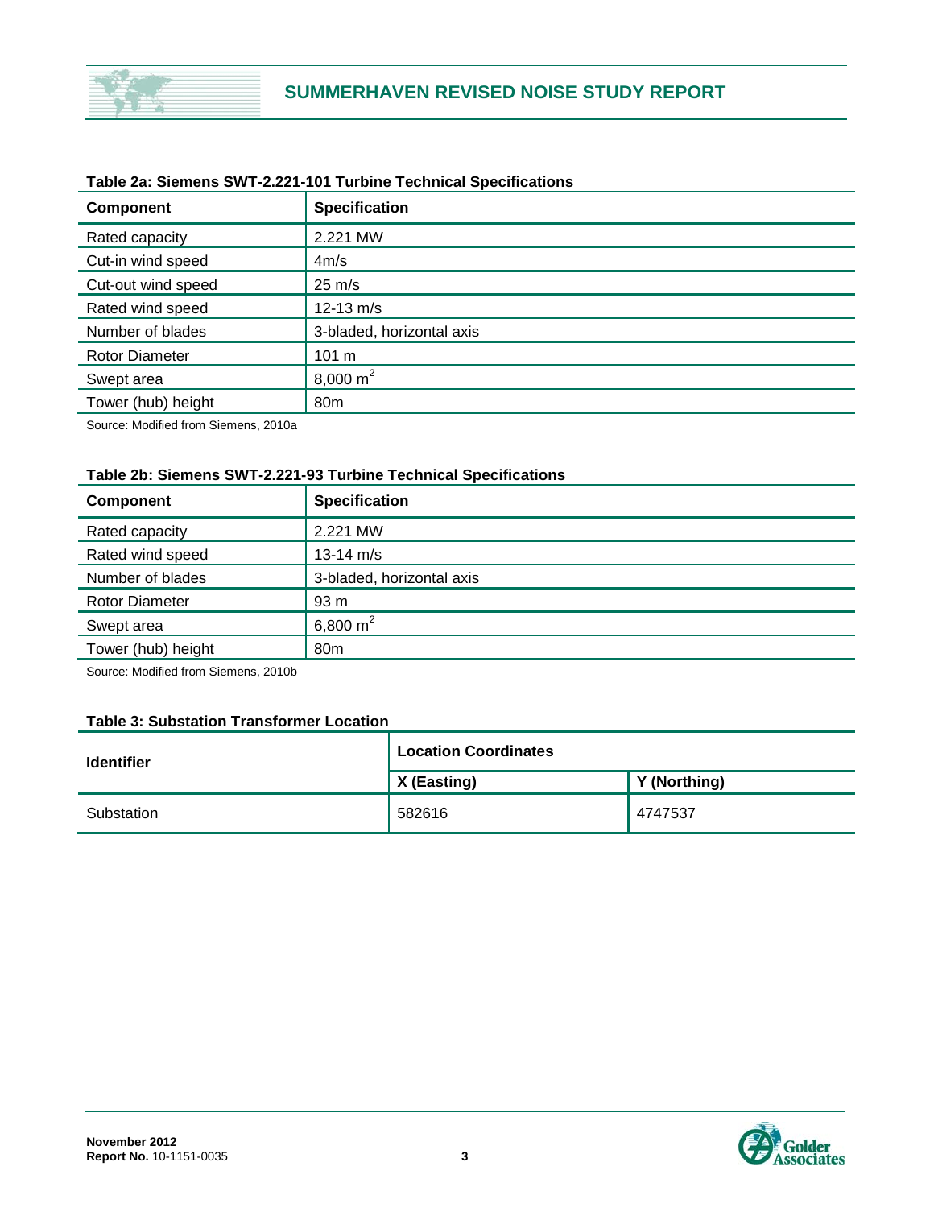**Table 2a: Siemens SWT-2.221-101 Turbine Technical Specifications**

| Component | Specification |
|---|---|
| Rated capacity | 2.221 MW |
| Cut-in wind speed | 4m/s |
| Cut-out wind speed | 25 m/s |
| Rated wind speed | 12-13 m/s |
| Number of blades | 3-bladed, horizontal axis |
| Rotor Diameter | 101 m |
| Swept area | 8,000 $m^2$ |
| Tower (hub) height | 80m |

Source: Modified from Siemens, 2010a

**Table 2b: Siemens SWT-2.221-93 Turbine Technical Specifications**

| Component | Specification |
|---|---|
| Rated capacity | 2.221 MW |
| Rated wind speed | 13-14 m/s |
| Number of blades | 3-bladed, horizontal axis |
| Rotor Diameter | 93 m |
| Swept area | 6,800 $m^2$ |
| Tower (hub) height | 80m |

Source: Modified from Siemens, 2010b

**Table 3: Substation Transformer Location**

| Identifier | Location Coordinates | |
|---|---|---|
| | X (Easting) | Y (Northing) |
| Substation | 582616 | 4747537 |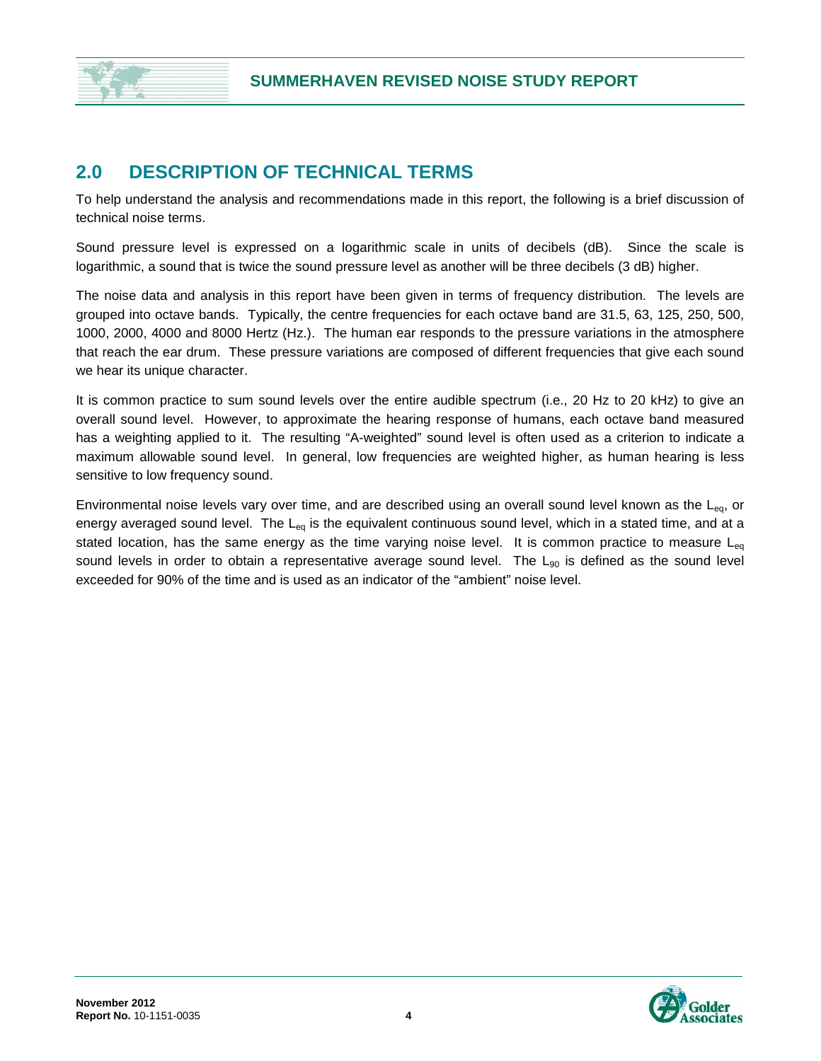## 2.0 DESCRIPTION OF TECHNICAL TERMS

To help understand the analysis and recommendations made in this report, the following is a brief discussion of technical noise terms.

Sound pressure level is expressed on a logarithmic scale in units of decibels (dB). Since the scale is logarithmic, a sound that is twice the sound pressure level as another will be three decibels (3 dB) higher.

The noise data and analysis in this report have been given in terms of frequency distribution. The levels are grouped into octave bands. Typically, the centre frequencies for each octave band are 31.5, 63, 125, 250, 500, 1000, 2000, 4000 and 8000 Hertz (Hz.). The human ear responds to the pressure variations in the atmosphere that reach the ear drum. These pressure variations are composed of different frequencies that give each sound we hear its unique character.

It is common practice to sum sound levels over the entire audible spectrum (i.e., 20 Hz to 20 kHz) to give an overall sound level. However, to approximate the hearing response of humans, each octave band measured has a weighting applied to it. The resulting "A-weighted" sound level is often used as a criterion to indicate a maximum allowable sound level. In general, low frequencies are weighted higher, as human hearing is less sensitive to low frequency sound.

Environmental noise levels vary over time, and are described using an overall sound level known as the $L_{eq}$, or energy averaged sound level. The $L_{eq}$ is the equivalent continuous sound level, which in a stated time, and at a stated location, has the same energy as the time varying noise level. It is common practice to measure $L_{eq}$ sound levels in order to obtain a representative average sound level. The $L_{90}$ is defined as the sound level exceeded for 90% of the time and is used as an indicator of the "ambient" noise level.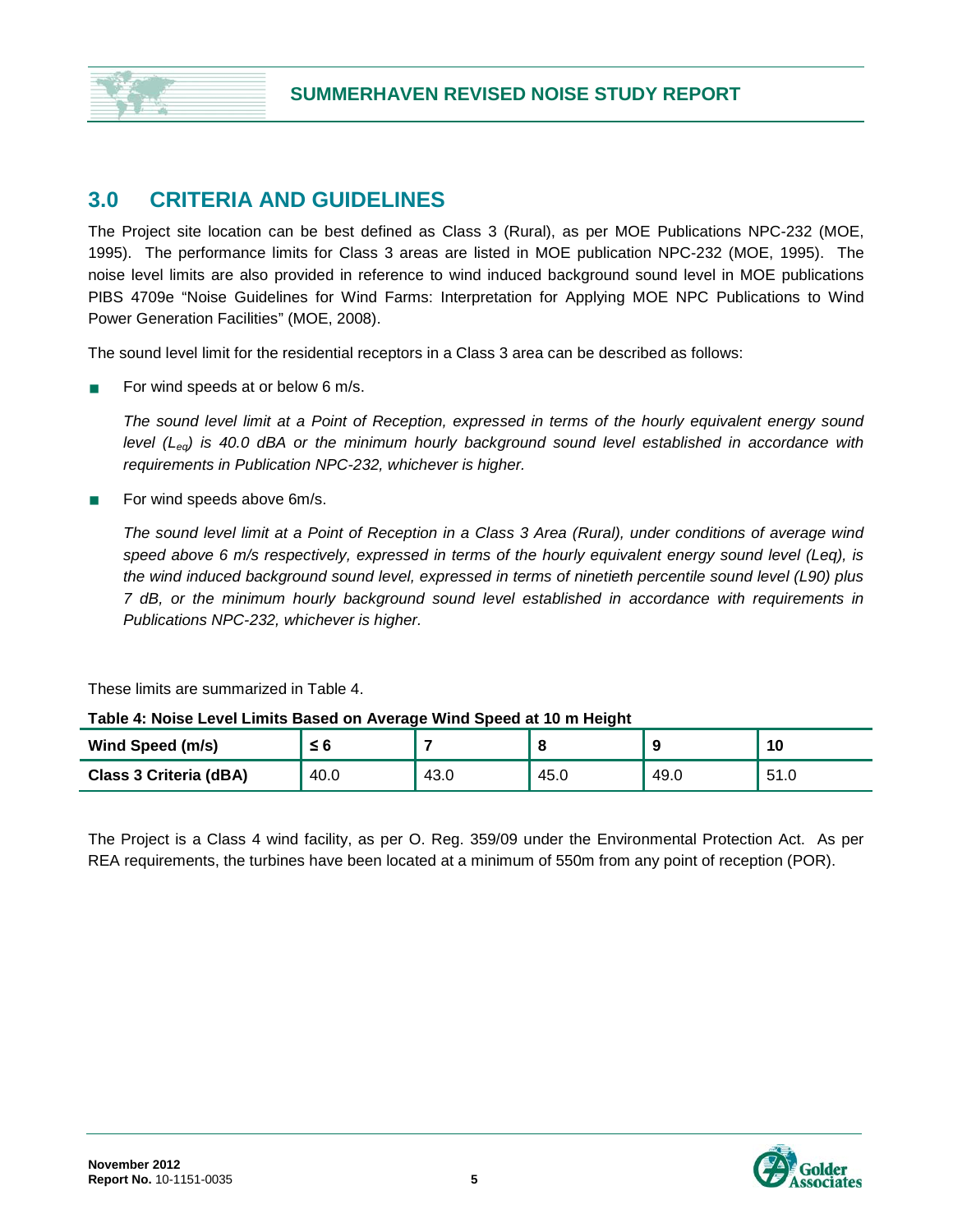## 3.0 CRITERIA AND GUIDELINES

The Project site location can be best defined as Class 3 (Rural), as per MOE Publications NPC-232 (MOE, 1995). The performance limits for Class 3 areas are listed in MOE publication NPC-232 (MOE, 1995). The noise level limits are also provided in reference to wind induced background sound level in MOE publications PIBS 4709e "Noise Guidelines for Wind Farms: Interpretation for Applying MOE NPC Publications to Wind Power Generation Facilities" (MOE, 2008).

The sound level limit for the residential receptors in a Class 3 area can be described as follows:

- For wind speeds at or below 6 m/s.

  *The sound level limit at a Point of Reception, expressed in terms of the hourly equivalent energy sound level ($L_{eq}$) is 40.0 dBA or the minimum hourly background sound level established in accordance with requirements in Publication NPC-232, whichever is higher.*

- For wind speeds above 6m/s.

  *The sound level limit at a Point of Reception in a Class 3 Area (Rural), under conditions of average wind speed above 6 m/s respectively, expressed in terms of the hourly equivalent energy sound level (Leq), is the wind induced background sound level, expressed in terms of ninetieth percentile sound level (L90) plus 7 dB, or the minimum hourly background sound level established in accordance with requirements in Publications NPC-232, whichever is higher.*

These limits are summarized in Table 4.

**Table 4: Noise Level Limits Based on Average Wind Speed at 10 m Height**

| Wind Speed (m/s) | ≤ 6 | 7 | 8 | 9 | 10 |
|---|---|---|---|---|---|
| Class 3 Criteria (dBA) | 40.0 | 43.0 | 45.0 | 49.0 | 51.0 |

The Project is a Class 4 wind facility, as per O. Reg. 359/09 under the Environmental Protection Act. As per REA requirements, the turbines have been located at a minimum of 550m from any point of reception (POR).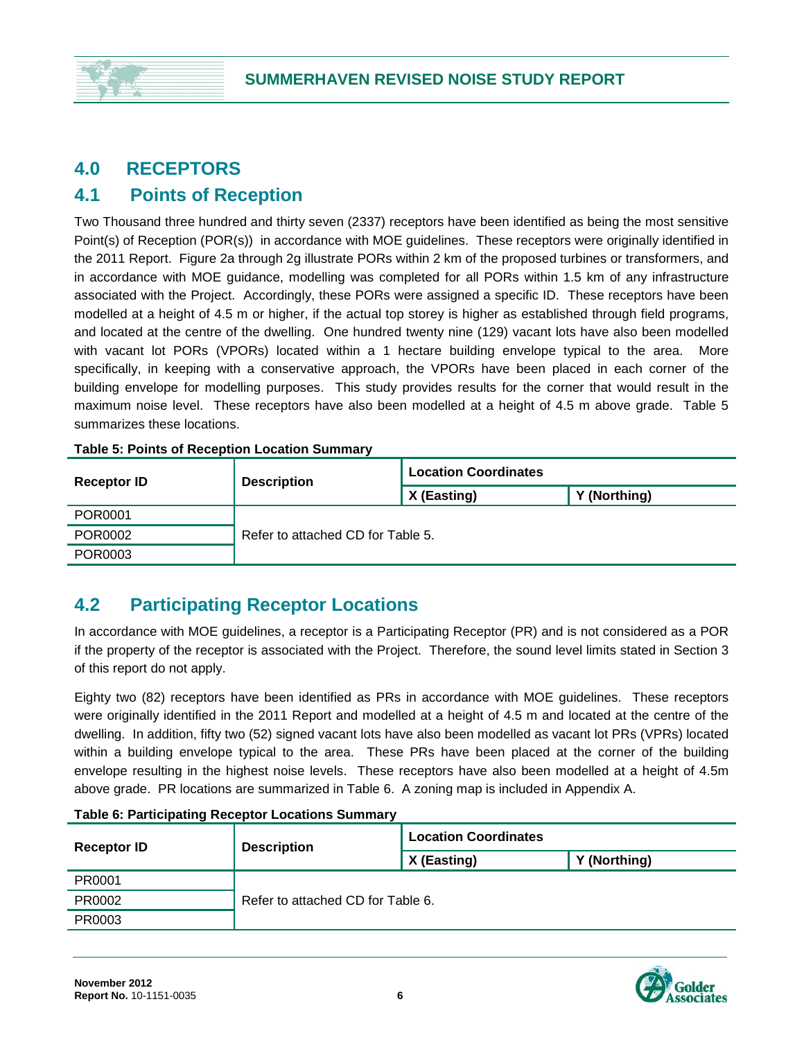# 4.0 RECEPTORS

## 4.1 Points of Reception

Two Thousand three hundred and thirty seven (2337) receptors have been identified as being the most sensitive Point(s) of Reception (POR(s)) in accordance with MOE guidelines. These receptors were originally identified in the 2011 Report. Figure 2a through 2g illustrate PORs within 2 km of the proposed turbines or transformers, and in accordance with MOE guidance, modelling was completed for all PORs within 1.5 km of any infrastructure associated with the Project. Accordingly, these PORs were assigned a specific ID. These receptors have been modelled at a height of 4.5 m or higher, if the actual top storey is higher as established through field programs, and located at the centre of the dwelling. One hundred twenty nine (129) vacant lots have also been modelled with vacant lot PORs (VPORs) located within a 1 hectare building envelope typical to the area. More specifically, in keeping with a conservative approach, the VPORs have been placed in each corner of the building envelope for modelling purposes. This study provides results for the corner that would result in the maximum noise level. These receptors have also been modelled at a height of 4.5 m above grade. Table 5 summarizes these locations.

**Table 5: Points of Reception Location Summary**

| Receptor ID | Description | Location Coordinates | |
|---|---|---|---|
| | | X (Easting) | Y (Northing) |
| POR0001 | Refer to attached CD for Table 5. | | |
| POR0002 | | | |
| POR0003 | | | |

## 4.2 Participating Receptor Locations

In accordance with MOE guidelines, a receptor is a Participating Receptor (PR) and is not considered as a POR if the property of the receptor is associated with the Project. Therefore, the sound level limits stated in Section 3 of this report do not apply.

Eighty two (82) receptors have been identified as PRs in accordance with MOE guidelines. These receptors were originally identified in the 2011 Report and modelled at a height of 4.5 m and located at the centre of the dwelling. In addition, fifty two (52) signed vacant lots have also been modelled as vacant lot PRs (VPRs) located within a building envelope typical to the area. These PRs have been placed at the corner of the building envelope resulting in the highest noise levels. These receptors have also been modelled at a height of 4.5m above grade. PR locations are summarized in Table 6. A zoning map is included in Appendix A.

**Table 6: Participating Receptor Locations Summary**

| Receptor ID | Description | Location Coordinates | |
|---|---|---|---|
| | | X (Easting) | Y (Northing) |
| PR0001 | Refer to attached CD for Table 6. | | |
| PR0002 | | | |
| PR0003 | | | |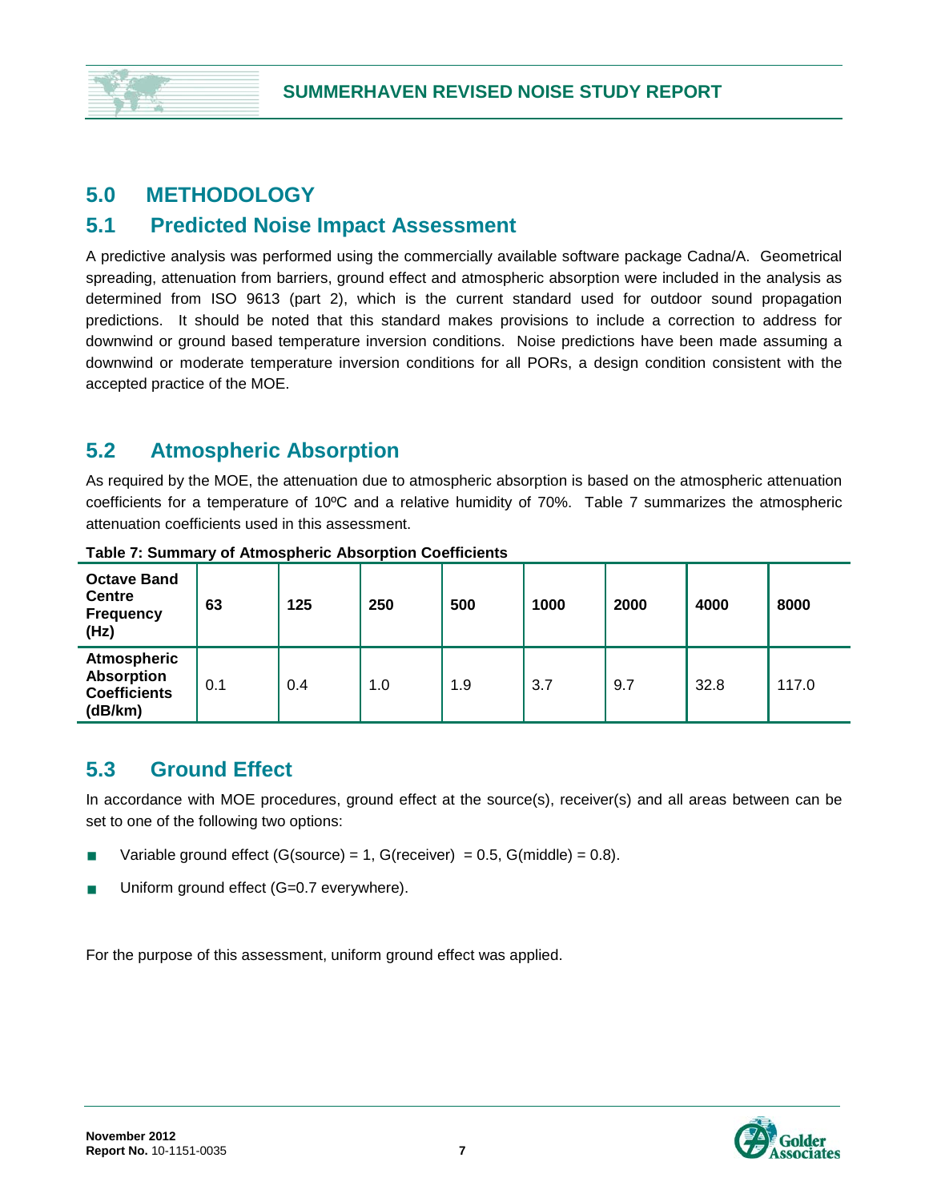## 5.0 METHODOLOGY

## 5.1 Predicted Noise Impact Assessment

A predictive analysis was performed using the commercially available software package Cadna/A. Geometrical spreading, attenuation from barriers, ground effect and atmospheric absorption were included in the analysis as determined from ISO 9613 (part 2), which is the current standard used for outdoor sound propagation predictions. It should be noted that this standard makes provisions to include a correction to address for downwind or ground based temperature inversion conditions. Noise predictions have been made assuming a downwind or moderate temperature inversion conditions for all PORs, a design condition consistent with the accepted practice of the MOE.

## 5.2 Atmospheric Absorption

As required by the MOE, the attenuation due to atmospheric absorption is based on the atmospheric attenuation coefficients for a temperature of 10ºC and a relative humidity of 70%. Table 7 summarizes the atmospheric attenuation coefficients used in this assessment.

**Table 7: Summary of Atmospheric Absorption Coefficients**

| Octave Band Centre Frequency (Hz) | 63 | 125 | 250 | 500 | 1000 | 2000 | 4000 | 8000 |
|---|---|---|---|---|---|---|---|---|
| Atmospheric Absorption Coefficients (dB/km) | 0.1 | 0.4 | 1.0 | 1.9 | 3.7 | 9.7 | 32.8 | 117.0 |

## 5.3 Ground Effect

In accordance with MOE procedures, ground effect at the source(s), receiver(s) and all areas between can be set to one of the following two options:

- Variable ground effect (G(source) = 1, G(receiver) = 0.5, G(middle) = 0.8).
- Uniform ground effect (G=0.7 everywhere).

For the purpose of this assessment, uniform ground effect was applied.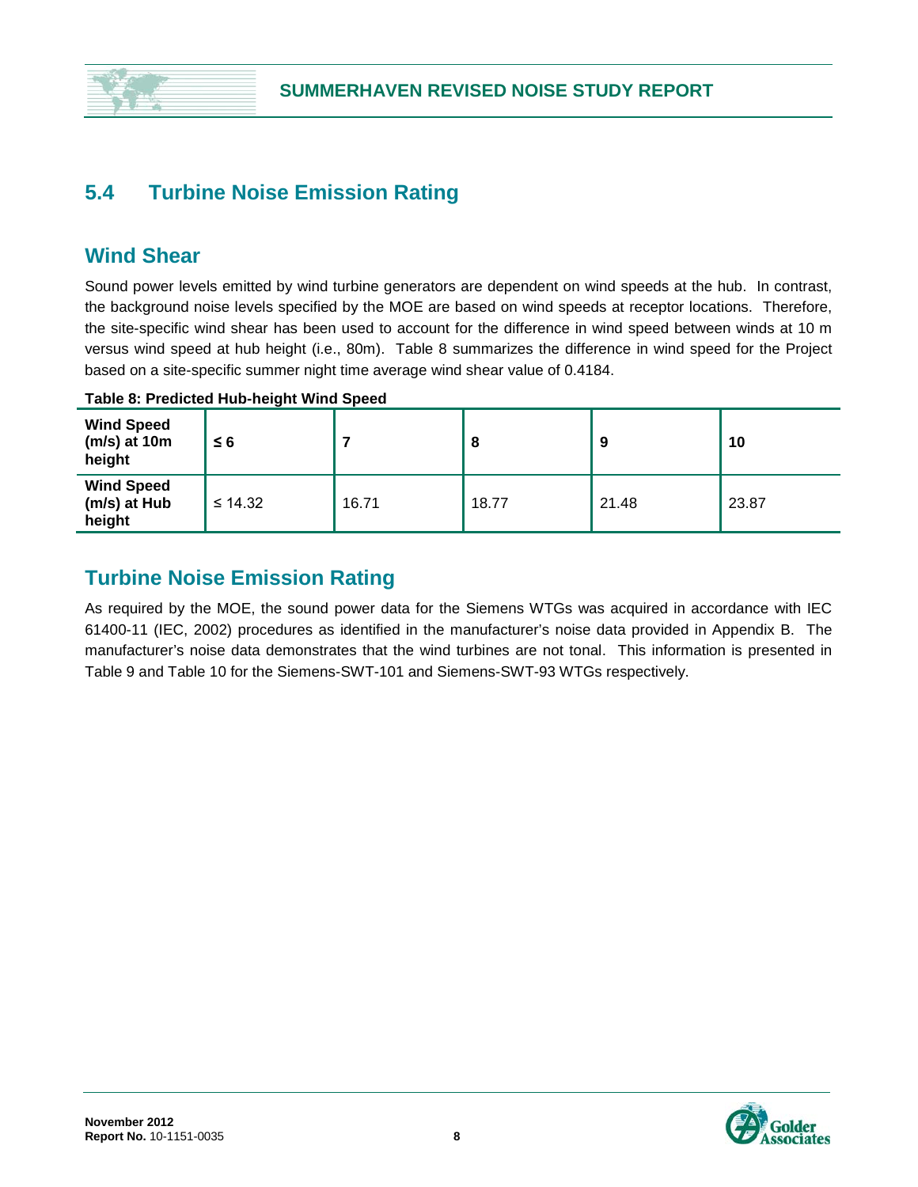## 5.4 Turbine Noise Emission Rating

### Wind Shear

Sound power levels emitted by wind turbine generators are dependent on wind speeds at the hub. In contrast, the background noise levels specified by the MOE are based on wind speeds at receptor locations. Therefore, the site-specific wind shear has been used to account for the difference in wind speed between winds at 10 m versus wind speed at hub height (i.e., 80m). Table 8 summarizes the difference in wind speed for the Project based on a site-specific summer night time average wind shear value of 0.4184.

**Table 8: Predicted Hub-height Wind Speed**

| **Wind Speed (m/s) at 10m height** | **≤ 6** | **7** | **8** | **9** | **10** |
|---|---|---|---|---|---|
| **Wind Speed (m/s) at Hub height** | ≤ 14.32 | 16.71 | 18.77 | 21.48 | 23.87 |

### Turbine Noise Emission Rating

As required by the MOE, the sound power data for the Siemens WTGs was acquired in accordance with IEC 61400-11 (IEC, 2002) procedures as identified in the manufacturer's noise data provided in Appendix B. The manufacturer's noise data demonstrates that the wind turbines are not tonal. This information is presented in Table 9 and Table 10 for the Siemens-SWT-101 and Siemens-SWT-93 WTGs respectively.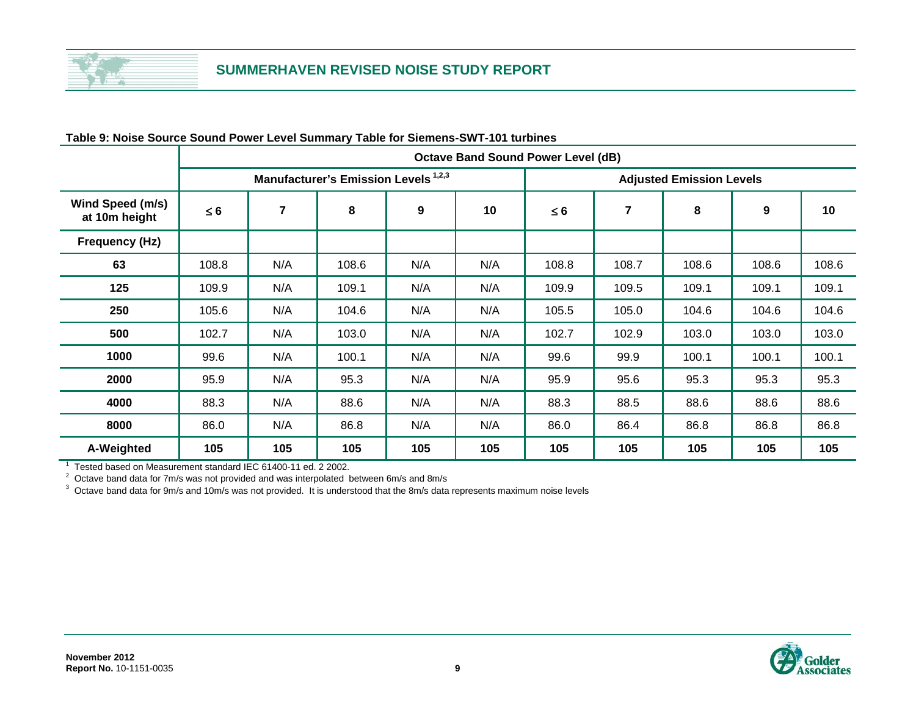**Table 9: Noise Source Sound Power Level Summary Table for Siemens-SWT-101 turbines**

| | Octave Band Sound Power Level (dB) | | | | | | | | | |
|---|---|---|---|---|---|---|---|---|---|---|
| | Manufacturer's Emission Levels [1,2,3] | | | | | Adjusted Emission Levels | | | | |
| **Wind Speed (m/s) at 10m height** | **≤ 6** | **7** | **8** | **9** | **10** | **≤ 6** | **7** | **8** | **9** | **10** |
| **Frequency (Hz)** | | | | | | | | | | |
| **63** | 108.8 | N/A | 108.6 | N/A | N/A | 108.8 | 108.7 | 108.6 | 108.6 | 108.6 |
| **125** | 109.9 | N/A | 109.1 | N/A | N/A | 109.9 | 109.5 | 109.1 | 109.1 | 109.1 |
| **250** | 105.6 | N/A | 104.6 | N/A | N/A | 105.5 | 105.0 | 104.6 | 104.6 | 104.6 |
| **500** | 102.7 | N/A | 103.0 | N/A | N/A | 102.7 | 102.9 | 103.0 | 103.0 | 103.0 |
| **1000** | 99.6 | N/A | 100.1 | N/A | N/A | 99.6 | 99.9 | 100.1 | 100.1 | 100.1 |
| **2000** | 95.9 | N/A | 95.3 | N/A | N/A | 95.9 | 95.6 | 95.3 | 95.3 | 95.3 |
| **4000** | 88.3 | N/A | 88.6 | N/A | N/A | 88.3 | 88.5 | 88.6 | 88.6 | 88.6 |
| **8000** | 86.0 | N/A | 86.8 | N/A | N/A | 86.0 | 86.4 | 86.8 | 86.8 | 86.8 |
| **A-Weighted** | **105** | **105** | **105** | **105** | **105** | **105** | **105** | **105** | **105** | **105** |

[1] Tested based on Measurement standard IEC 61400-11 ed. 2 2002.

[2] Octave band data for 7m/s was not provided and was interpolated between 6m/s and 8m/s

[3] Octave band data for 9m/s and 10m/s was not provided. It is understood that the 8m/s data represents maximum noise levels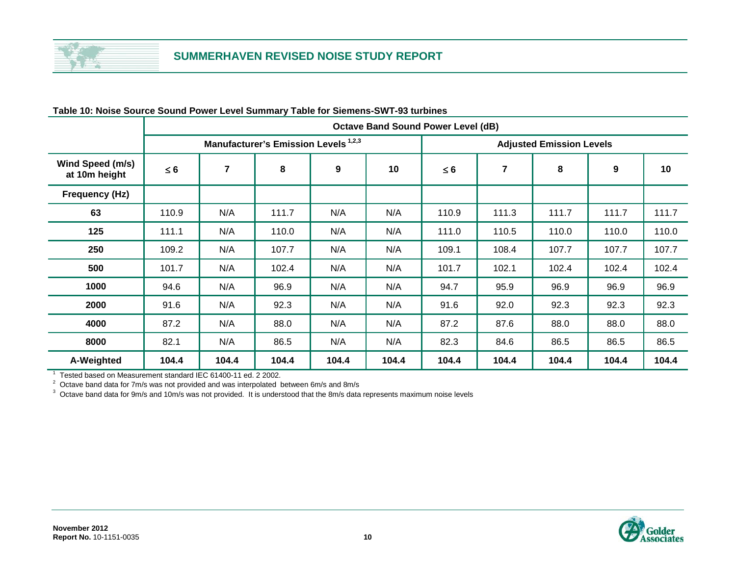**Table 10: Noise Source Sound Power Level Summary Table for Siemens-SWT-93 turbines**

| | Octave Band Sound Power Level (dB) | | | | | | | | | |
|---|---|---|---|---|---|---|---|---|---|---|
| | Manufacturer's Emission Levels [1,2,3] | | | | | Adjusted Emission Levels | | | | |
| **Wind Speed (m/s) at 10m height** | **≤ 6** | **7** | **8** | **9** | **10** | **≤ 6** | **7** | **8** | **9** | **10** |
| **Frequency (Hz)** | | | | | | | | | | |
| **63** | 110.9 | N/A | 111.7 | N/A | N/A | 110.9 | 111.3 | 111.7 | 111.7 | 111.7 |
| **125** | 111.1 | N/A | 110.0 | N/A | N/A | 111.0 | 110.5 | 110.0 | 110.0 | 110.0 |
| **250** | 109.2 | N/A | 107.7 | N/A | N/A | 109.1 | 108.4 | 107.7 | 107.7 | 107.7 |
| **500** | 101.7 | N/A | 102.4 | N/A | N/A | 101.7 | 102.1 | 102.4 | 102.4 | 102.4 |
| **1000** | 94.6 | N/A | 96.9 | N/A | N/A | 94.7 | 95.9 | 96.9 | 96.9 | 96.9 |
| **2000** | 91.6 | N/A | 92.3 | N/A | N/A | 91.6 | 92.0 | 92.3 | 92.3 | 92.3 |
| **4000** | 87.2 | N/A | 88.0 | N/A | N/A | 87.2 | 87.6 | 88.0 | 88.0 | 88.0 |
| **8000** | 82.1 | N/A | 86.5 | N/A | N/A | 82.3 | 84.6 | 86.5 | 86.5 | 86.5 |
| **A-Weighted** | **104.4** | **104.4** | **104.4** | **104.4** | **104.4** | **104.4** | **104.4** | **104.4** | **104.4** | **104.4** |

[1] Tested based on Measurement standard IEC 61400-11 ed. 2 2002.

[2] Octave band data for 7m/s was not provided and was interpolated between 6m/s and 8m/s

[3] Octave band data for 9m/s and 10m/s was not provided. It is understood that the 8m/s data represents maximum noise levels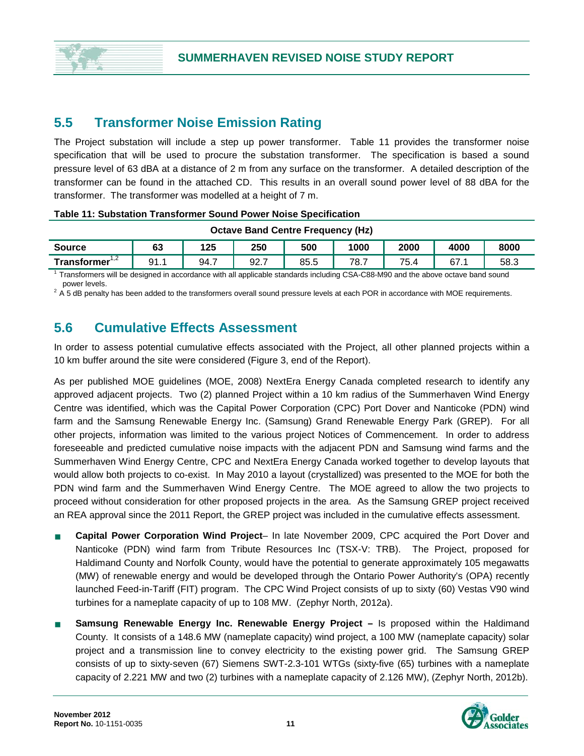## 5.5 Transformer Noise Emission Rating

The Project substation will include a step up power transformer. Table 11 provides the transformer noise specification that will be used to procure the substation transformer. The specification is based a sound pressure level of 63 dBA at a distance of 2 m from any surface on the transformer. A detailed description of the transformer can be found in the attached CD. This results in an overall sound power level of 88 dBA for the transformer. The transformer was modelled at a height of 7 m.

**Table 11: Substation Transformer Sound Power Noise Specification**

| | Octave Band Centre Frequency (Hz) | | | | | | | |
|---|---|---|---|---|---|---|---|---|
| **Source** | **63** | **125** | **250** | **500** | **1000** | **2000** | **4000** | **8000** |
| **Transformer**[1,2] | 91.1 | 94.7 | 92.7 | 85.5 | 78.7 | 75.4 | 67.1 | 58.3 |

[1] Transformers will be designed in accordance with all applicable standards including CSA-C88-M90 and the above octave band sound power levels.

[2] A 5 dB penalty has been added to the transformers overall sound pressure levels at each POR in accordance with MOE requirements.

## 5.6 Cumulative Effects Assessment

In order to assess potential cumulative effects associated with the Project, all other planned projects within a 10 km buffer around the site were considered (Figure 3, end of the Report).

As per published MOE guidelines (MOE, 2008) NextEra Energy Canada completed research to identify any approved adjacent projects. Two (2) planned Project within a 10 km radius of the Summerhaven Wind Energy Centre was identified, which was the Capital Power Corporation (CPC) Port Dover and Nanticoke (PDN) wind farm and the Samsung Renewable Energy Inc. (Samsung) Grand Renewable Energy Park (GREP). For all other projects, information was limited to the various project Notices of Commencement. In order to address foreseeable and predicted cumulative noise impacts with the adjacent PDN and Samsung wind farms and the Summerhaven Wind Energy Centre, CPC and NextEra Energy Canada worked together to develop layouts that would allow both projects to co-exist. In May 2010 a layout (crystallized) was presented to the MOE for both the PDN wind farm and the Summerhaven Wind Energy Centre. The MOE agreed to allow the two projects to proceed without consideration for other proposed projects in the area. As the Samsung GREP project received an REA approval since the 2011 Report, the GREP project was included in the cumulative effects assessment.

- **Capital Power Corporation Wind Project**– In late November 2009, CPC acquired the Port Dover and Nanticoke (PDN) wind farm from Tribute Resources Inc (TSX-V: TRB). The Project, proposed for Haldimand County and Norfolk County, would have the potential to generate approximately 105 megawatts (MW) of renewable energy and would be developed through the Ontario Power Authority's (OPA) recently launched Feed-in-Tariff (FIT) program. The CPC Wind Project consists of up to sixty (60) Vestas V90 wind turbines for a nameplate capacity of up to 108 MW. (Zephyr North, 2012a).
- **Samsung Renewable Energy Inc. Renewable Energy Project –** Is proposed within the Haldimand County. It consists of a 148.6 MW (nameplate capacity) wind project, a 100 MW (nameplate capacity) solar project and a transmission line to convey electricity to the existing power grid. The Samsung GREP consists of up to sixty-seven (67) Siemens SWT-2.3-101 WTGs (sixty-five (65) turbines with a nameplate capacity of 2.221 MW and two (2) turbines with a nameplate capacity of 2.126 MW), (Zephyr North, 2012b).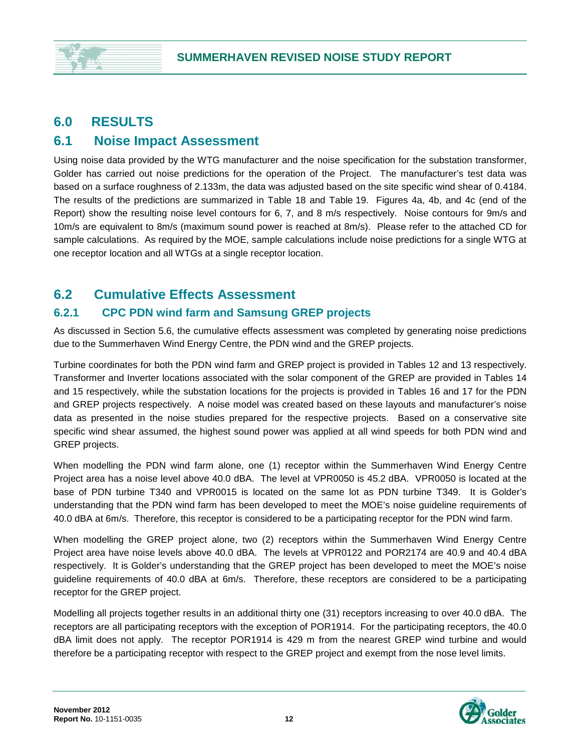## 6.0 RESULTS

## 6.1 Noise Impact Assessment

Using noise data provided by the WTG manufacturer and the noise specification for the substation transformer, Golder has carried out noise predictions for the operation of the Project. The manufacturer's test data was based on a surface roughness of 2.133m, the data was adjusted based on the site specific wind shear of 0.4184. The results of the predictions are summarized in Table 18 and Table 19. Figures 4a, 4b, and 4c (end of the Report) show the resulting noise level contours for 6, 7, and 8 m/s respectively. Noise contours for 9m/s and 10m/s are equivalent to 8m/s (maximum sound power is reached at 8m/s). Please refer to the attached CD for sample calculations. As required by the MOE, sample calculations include noise predictions for a single WTG at one receptor location and all WTGs at a single receptor location.

## 6.2 Cumulative Effects Assessment

### 6.2.1 CPC PDN wind farm and Samsung GREP projects

As discussed in Section 5.6, the cumulative effects assessment was completed by generating noise predictions due to the Summerhaven Wind Energy Centre, the PDN wind and the GREP projects.

Turbine coordinates for both the PDN wind farm and GREP project is provided in Tables 12 and 13 respectively. Transformer and Inverter locations associated with the solar component of the GREP are provided in Tables 14 and 15 respectively, while the substation locations for the projects is provided in Tables 16 and 17 for the PDN and GREP projects respectively. A noise model was created based on these layouts and manufacturer's noise data as presented in the noise studies prepared for the respective projects. Based on a conservative site specific wind shear assumed, the highest sound power was applied at all wind speeds for both PDN wind and GREP projects.

When modelling the PDN wind farm alone, one (1) receptor within the Summerhaven Wind Energy Centre Project area has a noise level above 40.0 dBA. The level at VPR0050 is 45.2 dBA. VPR0050 is located at the base of PDN turbine T340 and VPR0015 is located on the same lot as PDN turbine T349. It is Golder's understanding that the PDN wind farm has been developed to meet the MOE's noise guideline requirements of 40.0 dBA at 6m/s. Therefore, this receptor is considered to be a participating receptor for the PDN wind farm.

When modelling the GREP project alone, two (2) receptors within the Summerhaven Wind Energy Centre Project area have noise levels above 40.0 dBA. The levels at VPR0122 and POR2174 are 40.9 and 40.4 dBA respectively. It is Golder's understanding that the GREP project has been developed to meet the MOE's noise guideline requirements of 40.0 dBA at 6m/s. Therefore, these receptors are considered to be a participating receptor for the GREP project.

Modelling all projects together results in an additional thirty one (31) receptors increasing to over 40.0 dBA. The receptors are all participating receptors with the exception of POR1914. For the participating receptors, the 40.0 dBA limit does not apply. The receptor POR1914 is 429 m from the nearest GREP wind turbine and would therefore be a participating receptor with respect to the GREP project and exempt from the nose level limits.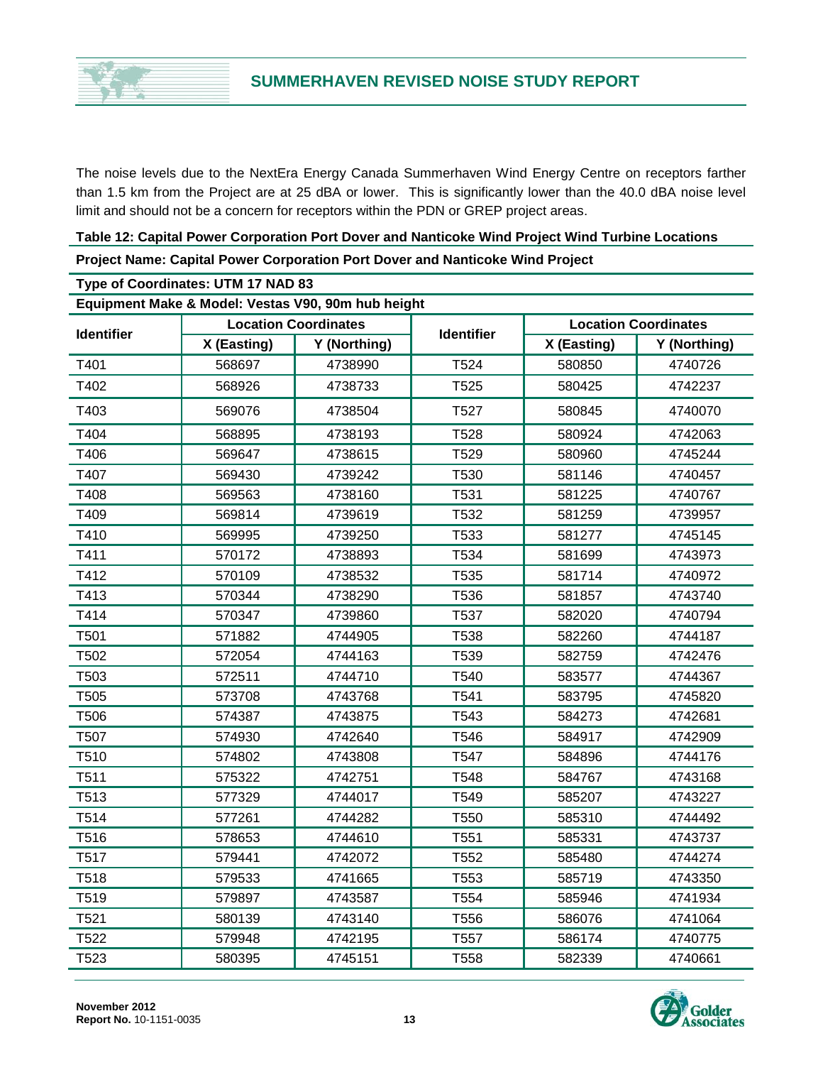The noise levels due to the NextEra Energy Canada Summerhaven Wind Energy Centre on receptors farther than 1.5 km from the Project are at 25 dBA or lower. This is significantly lower than the 40.0 dBA noise level limit and should not be a concern for receptors within the PDN or GREP project areas.

**Table 12: Capital Power Corporation Port Dover and Nanticoke Wind Project Wind Turbine Locations**

| **Project Name: Capital Power Corporation Port Dover and Nanticoke Wind Project** | | | | | |
|---|---|---|---|---|---|
| **Type of Coordinates: UTM 17 NAD 83** | | | | | |
| **Equipment Make & Model: Vestas V90, 90m hub height** | | | | | |
| **Identifier** | **Location Coordinates** | | **Identifier** | **Location Coordinates** | |
| | **X (Easting)** | **Y (Northing)** | | **X (Easting)** | **Y (Northing)** |
| T401 | 568697 | 4738990 | T524 | 580850 | 4740726 |
| T402 | 568926 | 4738733 | T525 | 580425 | 4742237 |
| T403 | 569076 | 4738504 | T527 | 580845 | 4740070 |
| T404 | 568895 | 4738193 | T528 | 580924 | 4742063 |
| T406 | 569647 | 4738615 | T529 | 580960 | 4745244 |
| T407 | 569430 | 4739242 | T530 | 581146 | 4740457 |
| T408 | 569563 | 4738160 | T531 | 581225 | 4740767 |
| T409 | 569814 | 4739619 | T532 | 581259 | 4739957 |
| T410 | 569995 | 4739250 | T533 | 581277 | 4745145 |
| T411 | 570172 | 4738893 | T534 | 581699 | 4743973 |
| T412 | 570109 | 4738532 | T535 | 581714 | 4740972 |
| T413 | 570344 | 4738290 | T536 | 581857 | 4743740 |
| T414 | 570347 | 4739860 | T537 | 582020 | 4740794 |
| T501 | 571882 | 4744905 | T538 | 582260 | 4744187 |
| T502 | 572054 | 4744163 | T539 | 582759 | 4742476 |
| T503 | 572511 | 4744710 | T540 | 583577 | 4744367 |
| T505 | 573708 | 4743768 | T541 | 583795 | 4745820 |
| T506 | 574387 | 4743875 | T543 | 584273 | 4742681 |
| T507 | 574930 | 4742640 | T546 | 584917 | 4742909 |
| T510 | 574802 | 4743808 | T547 | 584896 | 4744176 |
| T511 | 575322 | 4742751 | T548 | 584767 | 4743168 |
| T513 | 577329 | 4744017 | T549 | 585207 | 4743227 |
| T514 | 577261 | 4744282 | T550 | 585310 | 4744492 |
| T516 | 578653 | 4744610 | T551 | 585331 | 4743737 |
| T517 | 579441 | 4742072 | T552 | 585480 | 4744274 |
| T518 | 579533 | 4741665 | T553 | 585719 | 4743350 |
| T519 | 579897 | 4743587 | T554 | 585946 | 4741934 |
| T521 | 580139 | 4743140 | T556 | 586076 | 4741064 |
| T522 | 579948 | 4742195 | T557 | 586174 | 4740775 |
| T523 | 580395 | 4745151 | T558 | 582339 | 4740661 |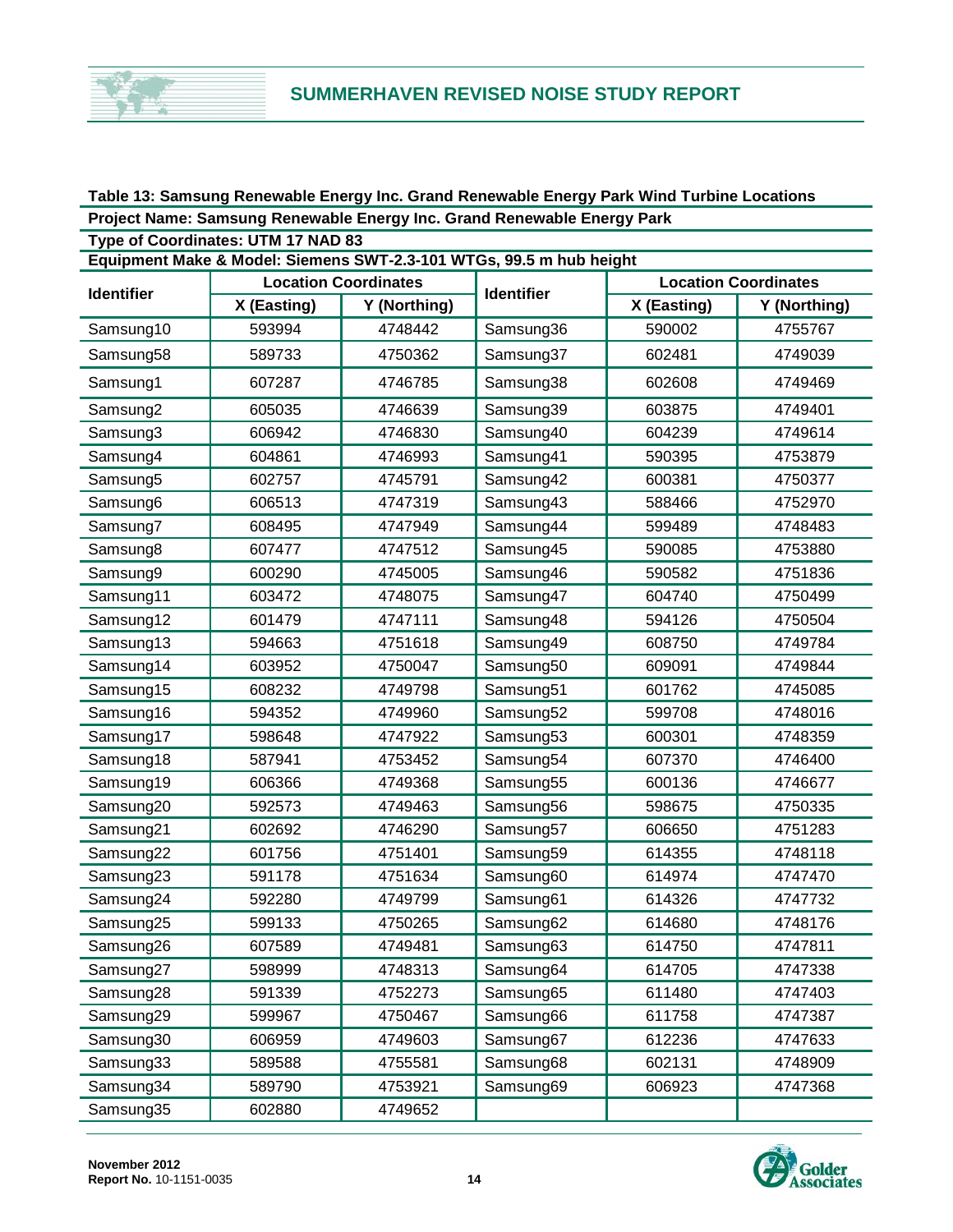**Table 13: Samsung Renewable Energy Inc. Grand Renewable Energy Park Wind Turbine Locations**

| Project Name: Samsung Renewable Energy Inc. Grand Renewable Energy Park | | | | | |
|---|---|---|---|---|---|
| Type of Coordinates: UTM 17 NAD 83 | | | | | |
| Equipment Make & Model: Siemens SWT-2.3-101 WTGs, 99.5 m hub height | | | | | |
| Identifier | Location Coordinates | | Identifier | Location Coordinates | |
| | X (Easting) | Y (Northing) | | X (Easting) | Y (Northing) |
| Samsung10 | 593994 | 4748442 | Samsung36 | 590002 | 4755767 |
| Samsung58 | 589733 | 4750362 | Samsung37 | 602481 | 4749039 |
| Samsung1 | 607287 | 4746785 | Samsung38 | 602608 | 4749469 |
| Samsung2 | 605035 | 4746639 | Samsung39 | 603875 | 4749401 |
| Samsung3 | 606942 | 4746830 | Samsung40 | 604239 | 4749614 |
| Samsung4 | 604861 | 4746993 | Samsung41 | 590395 | 4753879 |
| Samsung5 | 602757 | 4745791 | Samsung42 | 600381 | 4750377 |
| Samsung6 | 606513 | 4747319 | Samsung43 | 588466 | 4752970 |
| Samsung7 | 608495 | 4747949 | Samsung44 | 599489 | 4748483 |
| Samsung8 | 607477 | 4747512 | Samsung45 | 590085 | 4753880 |
| Samsung9 | 600290 | 4745005 | Samsung46 | 590582 | 4751836 |
| Samsung11 | 603472 | 4748075 | Samsung47 | 604740 | 4750499 |
| Samsung12 | 601479 | 4747111 | Samsung48 | 594126 | 4750504 |
| Samsung13 | 594663 | 4751618 | Samsung49 | 608750 | 4749784 |
| Samsung14 | 603952 | 4750047 | Samsung50 | 609091 | 4749844 |
| Samsung15 | 608232 | 4749798 | Samsung51 | 601762 | 4745085 |
| Samsung16 | 594352 | 4749960 | Samsung52 | 599708 | 4748016 |
| Samsung17 | 598648 | 4747922 | Samsung53 | 600301 | 4748359 |
| Samsung18 | 587941 | 4753452 | Samsung54 | 607370 | 4746400 |
| Samsung19 | 606366 | 4749368 | Samsung55 | 600136 | 4746677 |
| Samsung20 | 592573 | 4749463 | Samsung56 | 598675 | 4750335 |
| Samsung21 | 602692 | 4746290 | Samsung57 | 606650 | 4751283 |
| Samsung22 | 601756 | 4751401 | Samsung59 | 614355 | 4748118 |
| Samsung23 | 591178 | 4751634 | Samsung60 | 614974 | 4747470 |
| Samsung24 | 592280 | 4749799 | Samsung61 | 614326 | 4747732 |
| Samsung25 | 599133 | 4750265 | Samsung62 | 614680 | 4748176 |
| Samsung26 | 607589 | 4749481 | Samsung63 | 614750 | 4747811 |
| Samsung27 | 598999 | 4748313 | Samsung64 | 614705 | 4747338 |
| Samsung28 | 591339 | 4752273 | Samsung65 | 611480 | 4747403 |
| Samsung29 | 599967 | 4750467 | Samsung66 | 611758 | 4747387 |
| Samsung30 | 606959 | 4749603 | Samsung67 | 612236 | 4747633 |
| Samsung33 | 589588 | 4755581 | Samsung68 | 602131 | 4748909 |
| Samsung34 | 589790 | 4753921 | Samsung69 | 606923 | 4747368 |
| Samsung35 | 602880 | 4749652 | | | |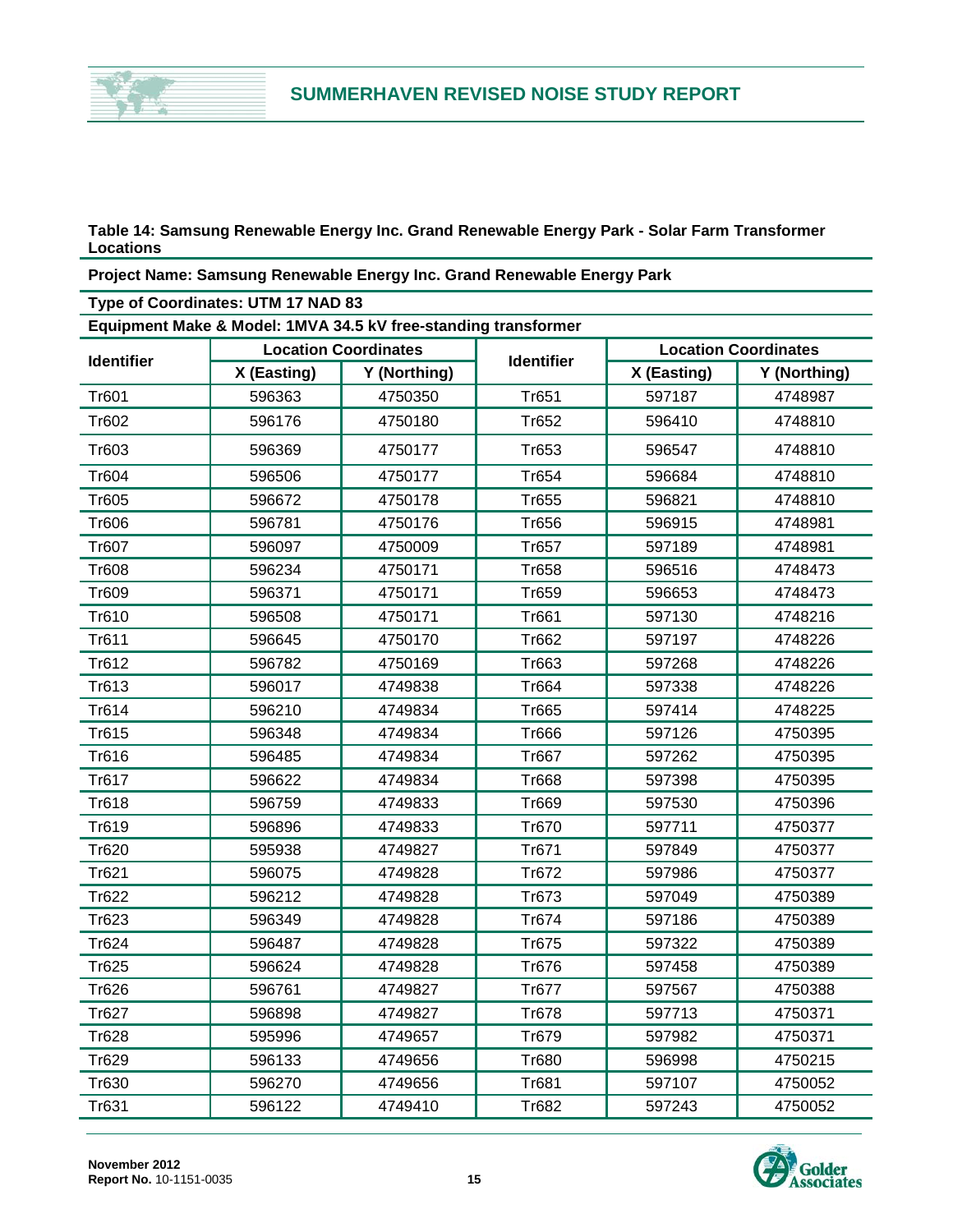**Table 14: Samsung Renewable Energy Inc. Grand Renewable Energy Park - Solar Farm Transformer Locations**

| Project Name: Samsung Renewable Energy Inc. Grand Renewable Energy Park | | | | | |
|---|---|---|---|---|---|
| **Type of Coordinates: UTM 17 NAD 83** | | | | | |
| **Equipment Make & Model: 1MVA 34.5 kV free-standing transformer** | | | | | |
| **Identifier** | **Location Coordinates** | | **Identifier** | **Location Coordinates** | |
| | **X (Easting)** | **Y (Northing)** | | **X (Easting)** | **Y (Northing)** |
| Tr601 | 596363 | 4750350 | Tr651 | 597187 | 4748987 |
| Tr602 | 596176 | 4750180 | Tr652 | 596410 | 4748810 |
| Tr603 | 596369 | 4750177 | Tr653 | 596547 | 4748810 |
| Tr604 | 596506 | 4750177 | Tr654 | 596684 | 4748810 |
| Tr605 | 596672 | 4750178 | Tr655 | 596821 | 4748810 |
| Tr606 | 596781 | 4750176 | Tr656 | 596915 | 4748981 |
| Tr607 | 596097 | 4750009 | Tr657 | 597189 | 4748981 |
| Tr608 | 596234 | 4750171 | Tr658 | 596516 | 4748473 |
| Tr609 | 596371 | 4750171 | Tr659 | 596653 | 4748473 |
| Tr610 | 596508 | 4750171 | Tr661 | 597130 | 4748216 |
| Tr611 | 596645 | 4750170 | Tr662 | 597197 | 4748226 |
| Tr612 | 596782 | 4750169 | Tr663 | 597268 | 4748226 |
| Tr613 | 596017 | 4749838 | Tr664 | 597338 | 4748226 |
| Tr614 | 596210 | 4749834 | Tr665 | 597414 | 4748225 |
| Tr615 | 596348 | 4749834 | Tr666 | 597126 | 4750395 |
| Tr616 | 596485 | 4749834 | Tr667 | 597262 | 4750395 |
| Tr617 | 596622 | 4749834 | Tr668 | 597398 | 4750395 |
| Tr618 | 596759 | 4749833 | Tr669 | 597530 | 4750396 |
| Tr619 | 596896 | 4749833 | Tr670 | 597711 | 4750377 |
| Tr620 | 595938 | 4749827 | Tr671 | 597849 | 4750377 |
| Tr621 | 596075 | 4749828 | Tr672 | 597986 | 4750377 |
| Tr622 | 596212 | 4749828 | Tr673 | 597049 | 4750389 |
| Tr623 | 596349 | 4749828 | Tr674 | 597186 | 4750389 |
| Tr624 | 596487 | 4749828 | Tr675 | 597322 | 4750389 |
| Tr625 | 596624 | 4749828 | Tr676 | 597458 | 4750389 |
| Tr626 | 596761 | 4749827 | Tr677 | 597567 | 4750388 |
| Tr627 | 596898 | 4749827 | Tr678 | 597713 | 4750371 |
| Tr628 | 595996 | 4749657 | Tr679 | 597982 | 4750371 |
| Tr629 | 596133 | 4749656 | Tr680 | 596998 | 4750215 |
| Tr630 | 596270 | 4749656 | Tr681 | 597107 | 4750052 |
| Tr631 | 596122 | 4749410 | Tr682 | 597243 | 4750052 |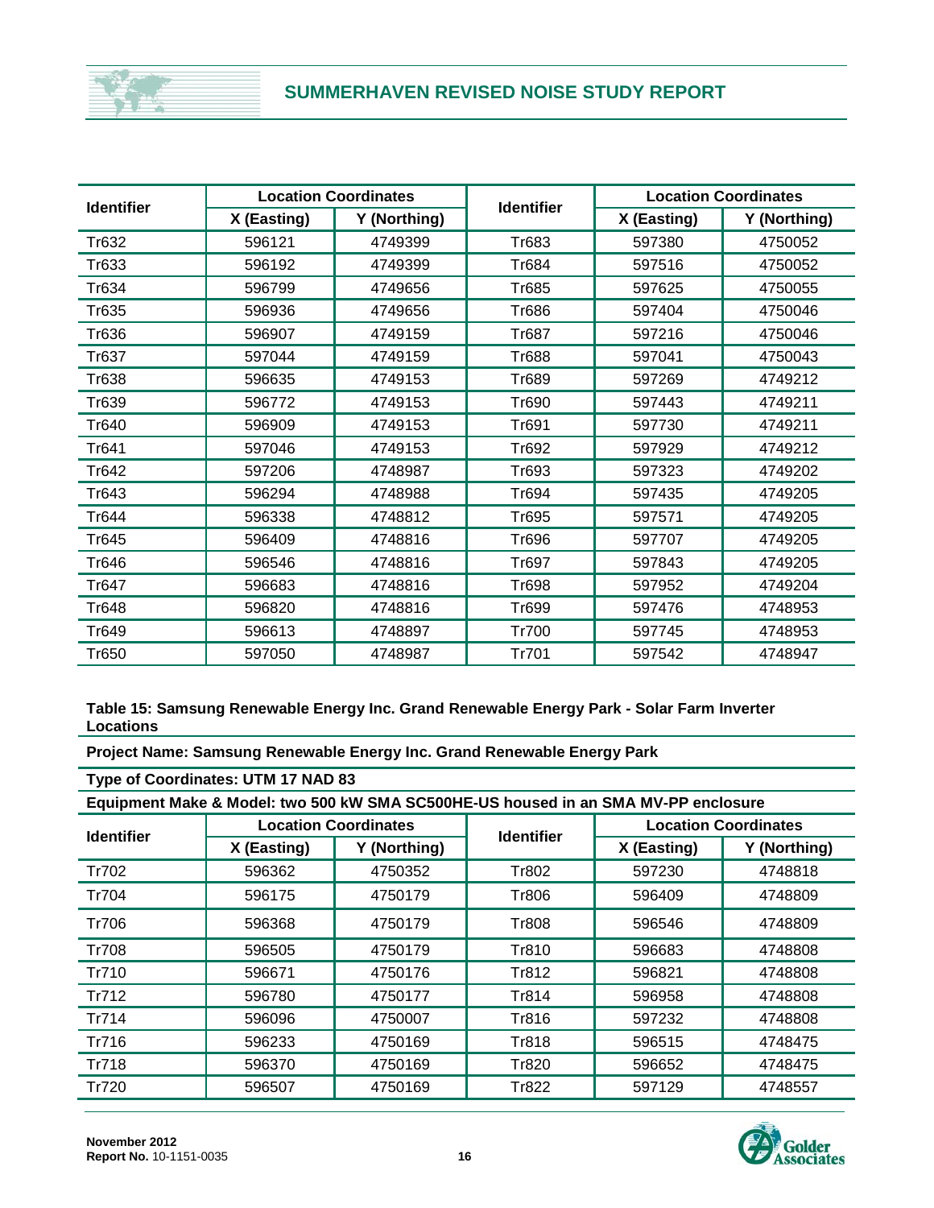| Identifier | Location Coordinates | | Identifier | Location Coordinates | |
|---|---|---|---|---|---|
| | X (Easting) | Y (Northing) | | X (Easting) | Y (Northing) |
| Tr632 | 596121 | 4749399 | Tr683 | 597380 | 4750052 |
| Tr633 | 596192 | 4749399 | Tr684 | 597516 | 4750052 |
| Tr634 | 596799 | 4749656 | Tr685 | 597625 | 4750055 |
| Tr635 | 596936 | 4749656 | Tr686 | 597404 | 4750046 |
| Tr636 | 596907 | 4749159 | Tr687 | 597216 | 4750046 |
| Tr637 | 597044 | 4749159 | Tr688 | 597041 | 4750043 |
| Tr638 | 596635 | 4749153 | Tr689 | 597269 | 4749212 |
| Tr639 | 596772 | 4749153 | Tr690 | 597443 | 4749211 |
| Tr640 | 596909 | 4749153 | Tr691 | 597730 | 4749211 |
| Tr641 | 597046 | 4749153 | Tr692 | 597929 | 4749212 |
| Tr642 | 597206 | 4748987 | Tr693 | 597323 | 4749202 |
| Tr643 | 596294 | 4748988 | Tr694 | 597435 | 4749205 |
| Tr644 | 596338 | 4748812 | Tr695 | 597571 | 4749205 |
| Tr645 | 596409 | 4748816 | Tr696 | 597707 | 4749205 |
| Tr646 | 596546 | 4748816 | Tr697 | 597843 | 4749205 |
| Tr647 | 596683 | 4748816 | Tr698 | 597952 | 4749204 |
| Tr648 | 596820 | 4748816 | Tr699 | 597476 | 4748953 |
| Tr649 | 596613 | 4748897 | Tr700 | 597745 | 4748953 |
| Tr650 | 597050 | 4748987 | Tr701 | 597542 | 4748947 |

**Table 15: Samsung Renewable Energy Inc. Grand Renewable Energy Park - Solar Farm Inverter Locations**

**Project Name: Samsung Renewable Energy Inc. Grand Renewable Energy Park**

**Type of Coordinates: UTM 17 NAD 83**

**Equipment Make & Model: two 500 kW SMA SC500HE-US housed in an SMA MV-PP enclosure**

| Identifier | Location Coordinates | | Identifier | Location Coordinates | |
|---|---|---|---|---|---|
| | X (Easting) | Y (Northing) | | X (Easting) | Y (Northing) |
| Tr702 | 596362 | 4750352 | Tr802 | 597230 | 4748818 |
| Tr704 | 596175 | 4750179 | Tr806 | 596409 | 4748809 |
| Tr706 | 596368 | 4750179 | Tr808 | 596546 | 4748809 |
| Tr708 | 596505 | 4750179 | Tr810 | 596683 | 4748808 |
| Tr710 | 596671 | 4750176 | Tr812 | 596821 | 4748808 |
| Tr712 | 596780 | 4750177 | Tr814 | 596958 | 4748808 |
| Tr714 | 596096 | 4750007 | Tr816 | 597232 | 4748808 |
| Tr716 | 596233 | 4750169 | Tr818 | 596515 | 4748475 |
| Tr718 | 596370 | 4750169 | Tr820 | 596652 | 4748475 |
| Tr720 | 596507 | 4750169 | Tr822 | 597129 | 4748557 |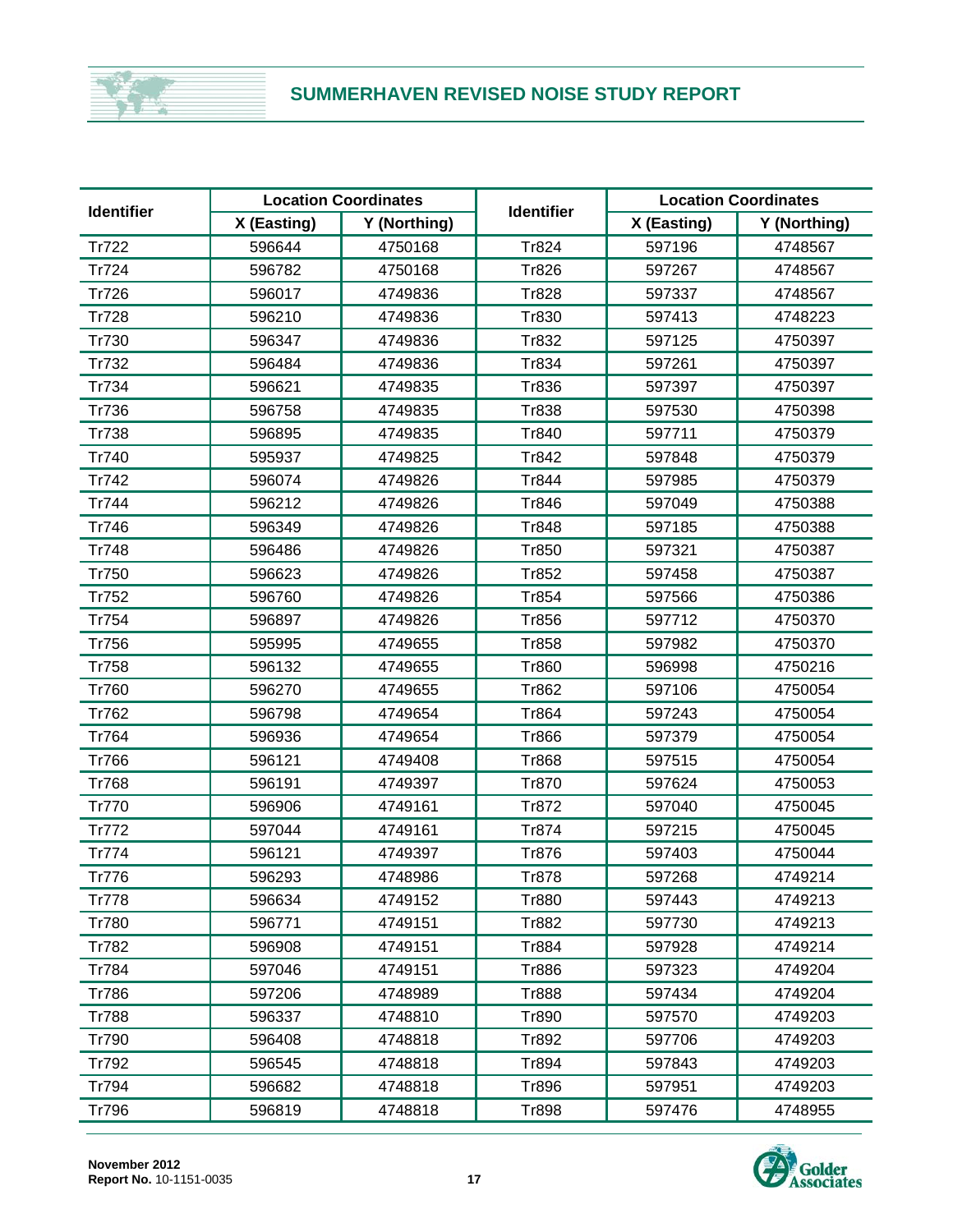| Identifier | Location Coordinates | | Identifier | Location Coordinates | |
|---|---|---|---|---|---|
| | X (Easting) | Y (Northing) | | X (Easting) | Y (Northing) |
| Tr722 | 596644 | 4750168 | Tr824 | 597196 | 4748567 |
| Tr724 | 596782 | 4750168 | Tr826 | 597267 | 4748567 |
| Tr726 | 596017 | 4749836 | Tr828 | 597337 | 4748567 |
| Tr728 | 596210 | 4749836 | Tr830 | 597413 | 4748223 |
| Tr730 | 596347 | 4749836 | Tr832 | 597125 | 4750397 |
| Tr732 | 596484 | 4749836 | Tr834 | 597261 | 4750397 |
| Tr734 | 596621 | 4749835 | Tr836 | 597397 | 4750397 |
| Tr736 | 596758 | 4749835 | Tr838 | 597530 | 4750398 |
| Tr738 | 596895 | 4749835 | Tr840 | 597711 | 4750379 |
| Tr740 | 595937 | 4749825 | Tr842 | 597848 | 4750379 |
| Tr742 | 596074 | 4749826 | Tr844 | 597985 | 4750379 |
| Tr744 | 596212 | 4749826 | Tr846 | 597049 | 4750388 |
| Tr746 | 596349 | 4749826 | Tr848 | 597185 | 4750388 |
| Tr748 | 596486 | 4749826 | Tr850 | 597321 | 4750387 |
| Tr750 | 596623 | 4749826 | Tr852 | 597458 | 4750387 |
| Tr752 | 596760 | 4749826 | Tr854 | 597566 | 4750386 |
| Tr754 | 596897 | 4749826 | Tr856 | 597712 | 4750370 |
| Tr756 | 595995 | 4749655 | Tr858 | 597982 | 4750370 |
| Tr758 | 596132 | 4749655 | Tr860 | 596998 | 4750216 |
| Tr760 | 596270 | 4749655 | Tr862 | 597106 | 4750054 |
| Tr762 | 596798 | 4749654 | Tr864 | 597243 | 4750054 |
| Tr764 | 596936 | 4749654 | Tr866 | 597379 | 4750054 |
| Tr766 | 596121 | 4749408 | Tr868 | 597515 | 4750054 |
| Tr768 | 596191 | 4749397 | Tr870 | 597624 | 4750053 |
| Tr770 | 596906 | 4749161 | Tr872 | 597040 | 4750045 |
| Tr772 | 597044 | 4749161 | Tr874 | 597215 | 4750045 |
| Tr774 | 596121 | 4749397 | Tr876 | 597403 | 4750044 |
| Tr776 | 596293 | 4748986 | Tr878 | 597268 | 4749214 |
| Tr778 | 596634 | 4749152 | Tr880 | 597443 | 4749213 |
| Tr780 | 596771 | 4749151 | Tr882 | 597730 | 4749213 |
| Tr782 | 596908 | 4749151 | Tr884 | 597928 | 4749214 |
| Tr784 | 597046 | 4749151 | Tr886 | 597323 | 4749204 |
| Tr786 | 597206 | 4748989 | Tr888 | 597434 | 4749204 |
| Tr788 | 596337 | 4748810 | Tr890 | 597570 | 4749203 |
| Tr790 | 596408 | 4748818 | Tr892 | 597706 | 4749203 |
| Tr792 | 596545 | 4748818 | Tr894 | 597843 | 4749203 |
| Tr794 | 596682 | 4748818 | Tr896 | 597951 | 4749203 |
| Tr796 | 596819 | 4748818 | Tr898 | 597476 | 4748955 |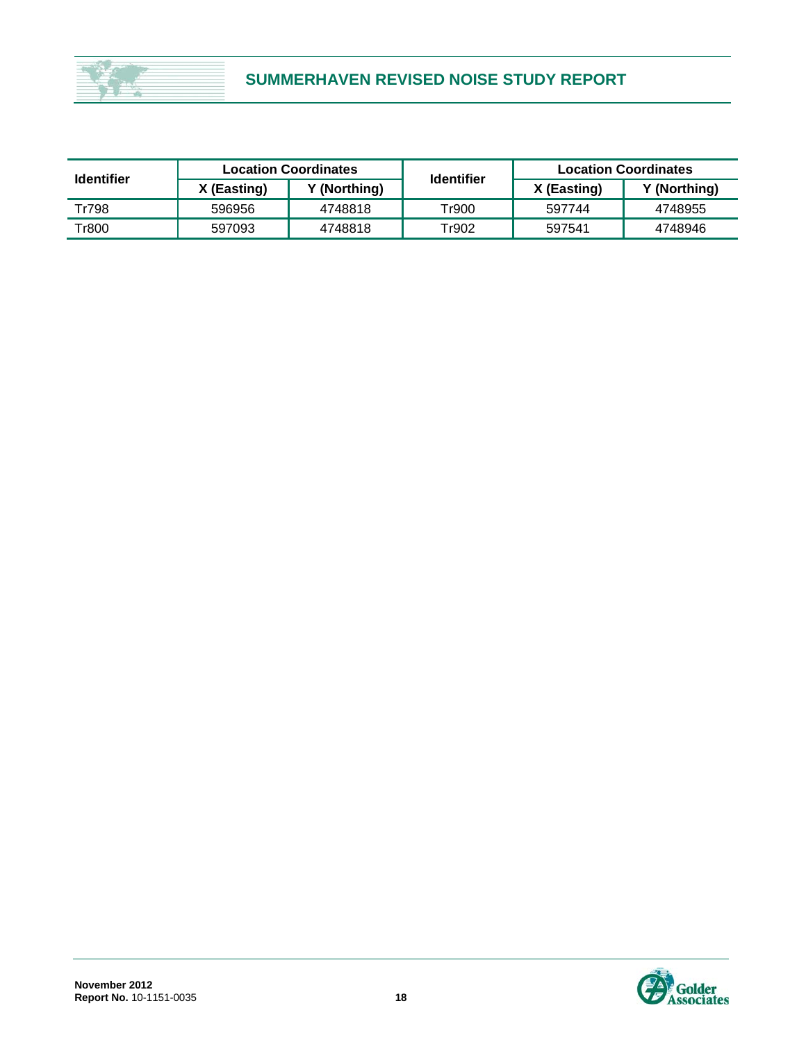| Identifier | Location Coordinates | | Identifier | Location Coordinates | |
|---|---|---|---|---|---|
| | X (Easting) | Y (Northing) | | X (Easting) | Y (Northing) |
| Tr798 | 596956 | 4748818 | Tr900 | 597744 | 4748955 |
| Tr800 | 597093 | 4748818 | Tr902 | 597541 | 4748946 |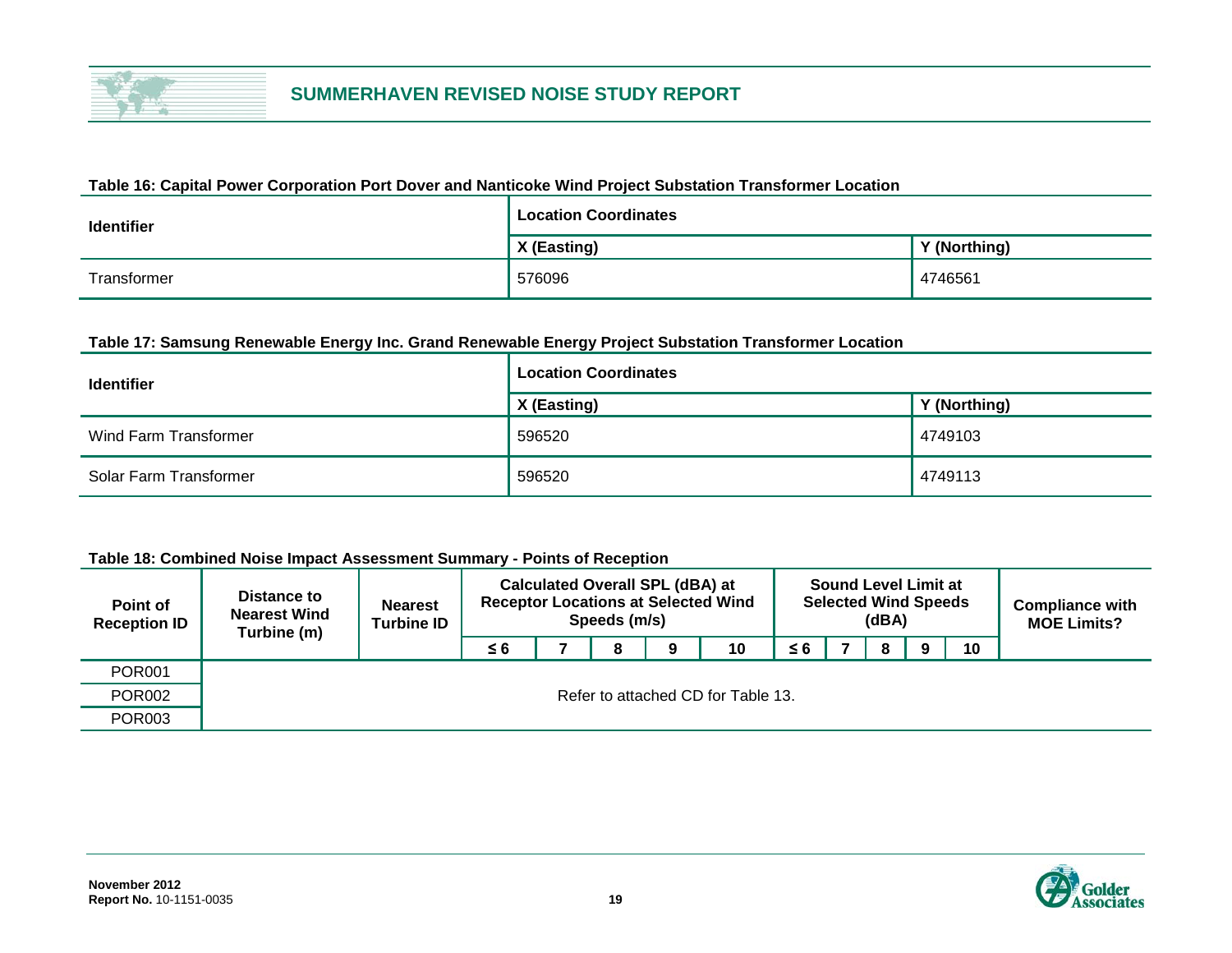**Table 16: Capital Power Corporation Port Dover and Nanticoke Wind Project Substation Transformer Location**

| Identifier | Location Coordinates | |
|---|---|---|
| | X (Easting) | Y (Northing) |
| Transformer | 576096 | 4746561 |

**Table 17: Samsung Renewable Energy Inc. Grand Renewable Energy Project Substation Transformer Location**

| Identifier | Location Coordinates | |
|---|---|---|
| | X (Easting) | Y (Northing) |
| Wind Farm Transformer | 596520 | 4749103 |
| Solar Farm Transformer | 596520 | 4749113 |

**Table 18: Combined Noise Impact Assessment Summary - Points of Reception**

| Point of Reception ID | Distance to Nearest Wind Turbine (m) | Nearest Turbine ID | Calculated Overall SPL (dBA) at Receptor Locations at Selected Wind Speeds (m/s) | | | | | Sound Level Limit at Selected Wind Speeds (dBA) | | | | | Compliance with MOE Limits? |
|---|---|---|---|---|---|---|---|---|---|---|---|---|---|
| | | | ≤ 6 | 7 | 8 | 9 | 10 | ≤ 6 | 7 | 8 | 9 | 10 | |
| POR001 | Refer to attached CD for Table 13. | | | | | | | | | | | | |
| POR002 | | | | | | | | | | | | | |
| POR003 | | | | | | | | | | | | | |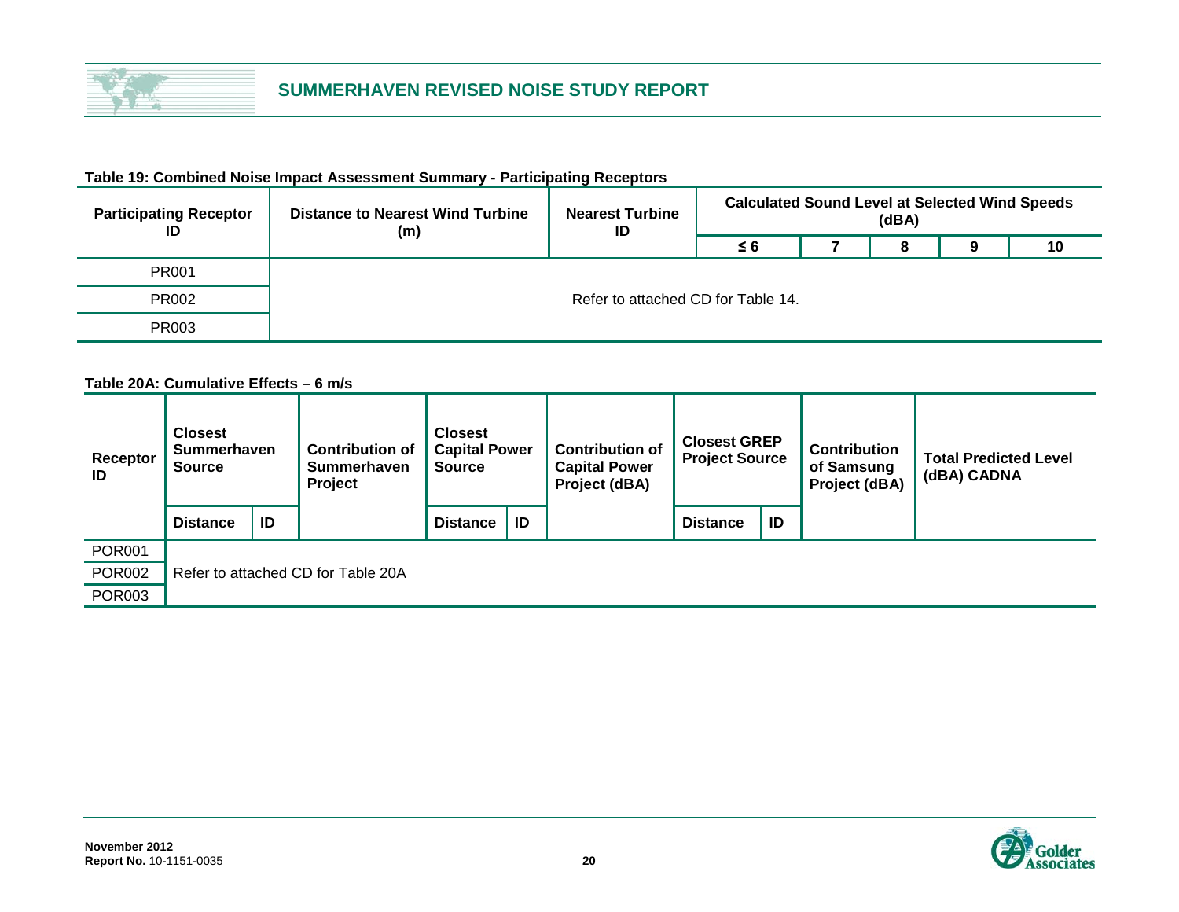**Table 19: Combined Noise Impact Assessment Summary - Participating Receptors**

| Participating Receptor ID | Distance to Nearest Wind Turbine (m) | Nearest Turbine ID | Calculated Sound Level at Selected Wind Speeds (dBA) | | | | |
|---|---|---|---|---|---|---|---|
| | | | ≤ 6 | 7 | 8 | 9 | 10 |
| PR001 | Refer to attached CD for Table 14. | | | | | | |
| PR002 | | | | | | | |
| PR003 | | | | | | | |

**Table 20A: Cumulative Effects – 6 m/s**

| Receptor ID | Closest Summerhaven Source | | Contribution of Summerhaven Project | Closest Capital Power Source | | Contribution of Capital Power Project (dBA) | Closest GREP Project Source | | Contribution of Samsung Project (dBA) | Total Predicted Level (dBA) CADNA |
|---|---|---|---|---|---|---|---|---|---|---|
| | Distance | ID | | Distance | ID | | Distance | ID | | |
| POR001 | Refer to attached CD for Table 20A | | | | | | | | | |
| POR002 | | | | | | | | | | |
| POR003 | | | | | | | | | | |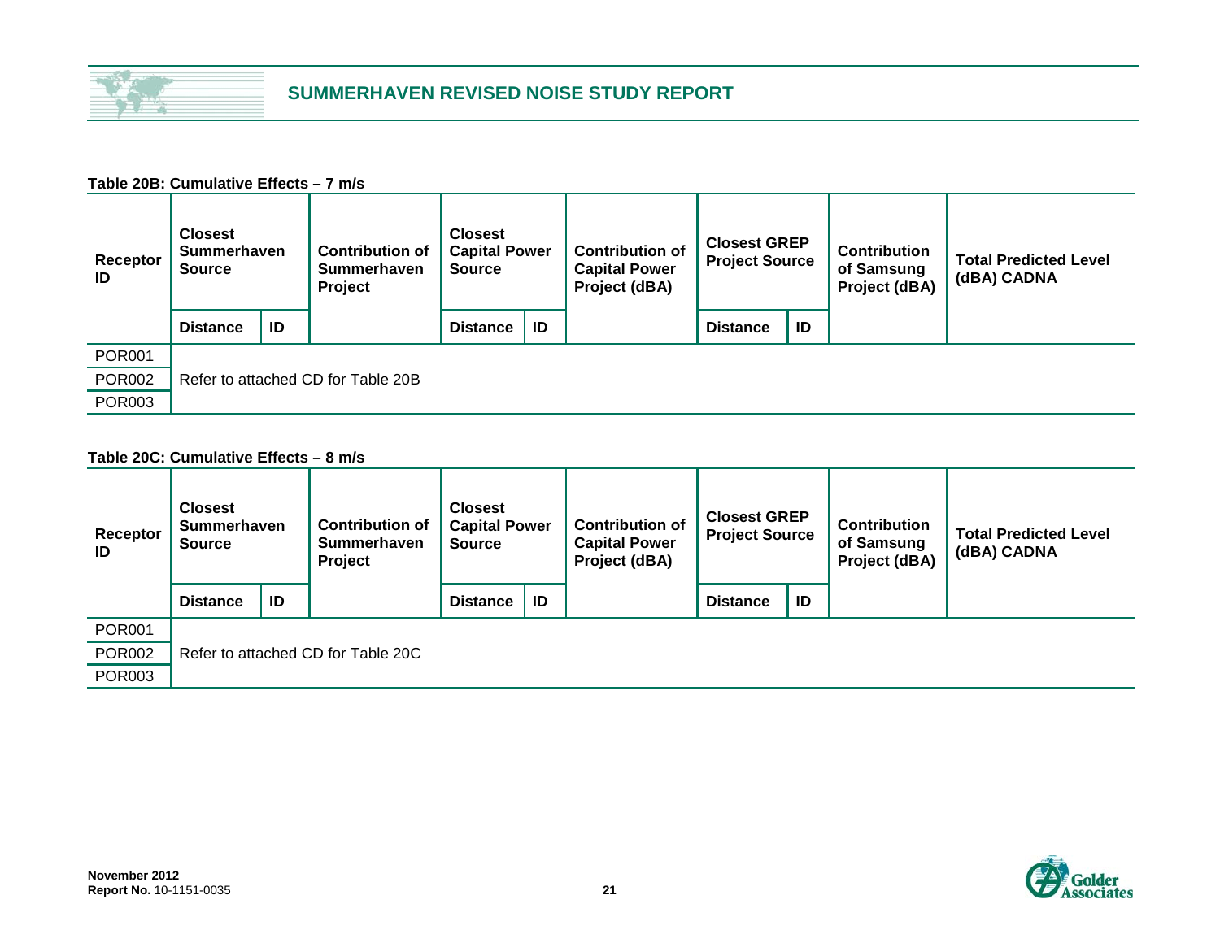**Table 20B: Cumulative Effects – 7 m/s**

| Receptor ID | Closest Summerhaven Source | | Contribution of Summerhaven Project | Closest Capital Power Source | | Contribution of Capital Power Project (dBA) | Closest GREP Project Source | | Contribution of Samsung Project (dBA) | Total Predicted Level (dBA) CADNA |
|---|---|---|---|---|---|---|---|---|---|---|
| | Distance | ID | | Distance | ID | | Distance | ID | | |
| POR001 | Refer to attached CD for Table 20B | | | | | | | | | |
| POR002 | | | | | | | | | | |
| POR003 | | | | | | | | | | |

**Table 20C: Cumulative Effects – 8 m/s**

| Receptor ID | Closest Summerhaven Source | | Contribution of Summerhaven Project | Closest Capital Power Source | | Contribution of Capital Power Project (dBA) | Closest GREP Project Source | | Contribution of Samsung Project (dBA) | Total Predicted Level (dBA) CADNA |
|---|---|---|---|---|---|---|---|---|---|---|
| | Distance | ID | | Distance | ID | | Distance | ID | | |
| POR001 | Refer to attached CD for Table 20C | | | | | | | | | |
| POR002 | | | | | | | | | | |
| POR003 | | | | | | | | | | |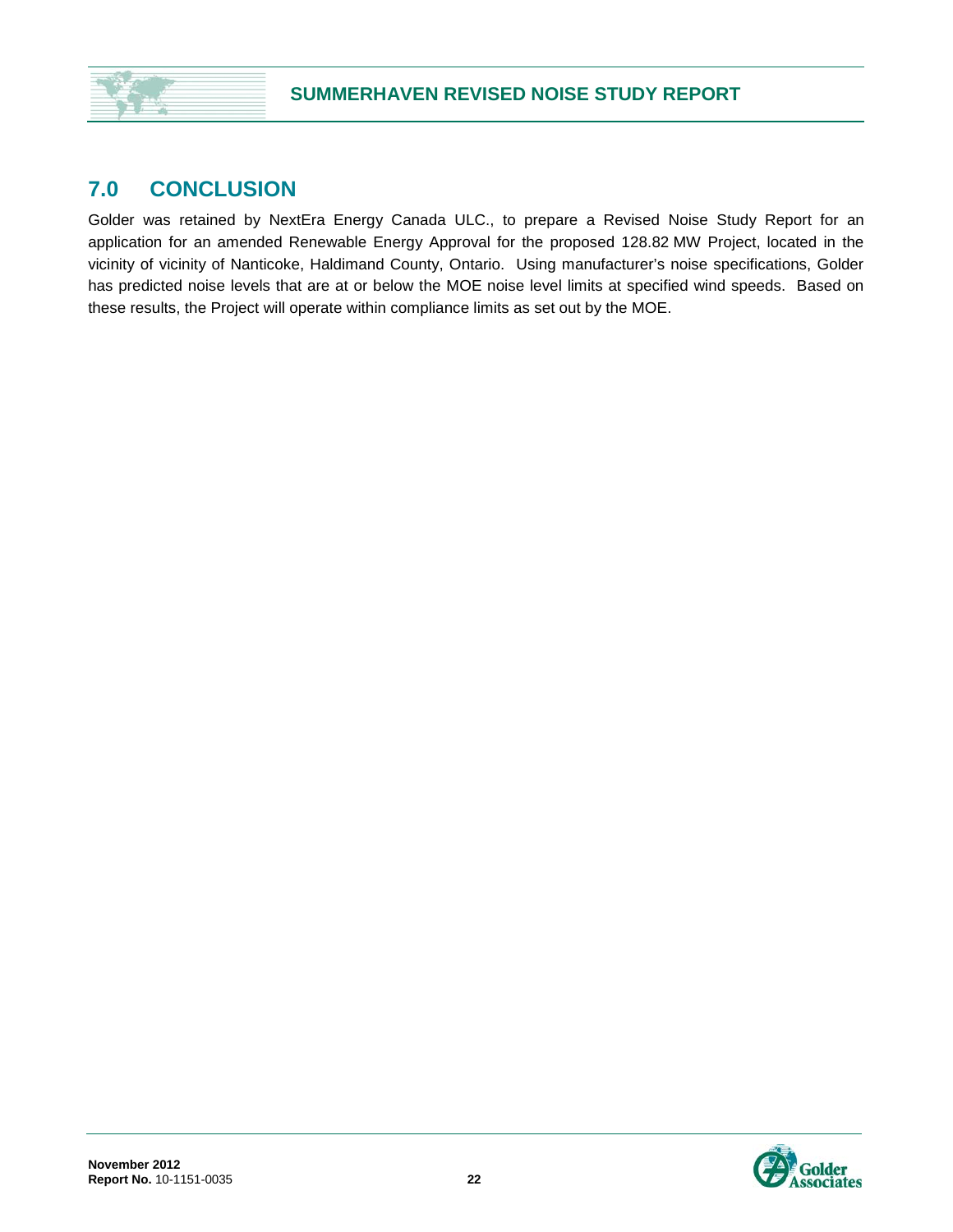## 7.0 CONCLUSION

Golder was retained by NextEra Energy Canada ULC., to prepare a Revised Noise Study Report for an application for an amended Renewable Energy Approval for the proposed 128.82 MW Project, located in the vicinity of vicinity of Nanticoke, Haldimand County, Ontario. Using manufacturer's noise specifications, Golder has predicted noise levels that are at or below the MOE noise level limits at specified wind speeds. Based on these results, the Project will operate within compliance limits as set out by the MOE.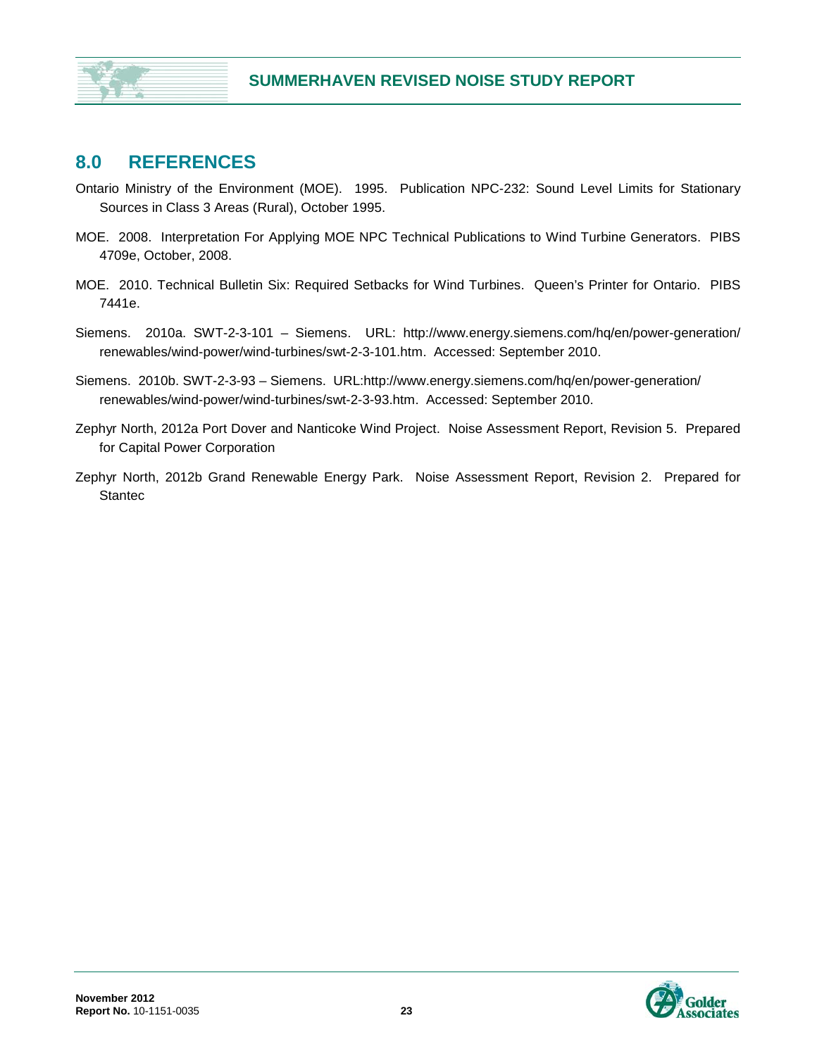## 8.0 REFERENCES

Ontario Ministry of the Environment (MOE). 1995. Publication NPC-232: Sound Level Limits for Stationary Sources in Class 3 Areas (Rural), October 1995.

MOE. 2008. Interpretation For Applying MOE NPC Technical Publications to Wind Turbine Generators. PIBS 4709e, October, 2008.

MOE. 2010. Technical Bulletin Six: Required Setbacks for Wind Turbines. Queen's Printer for Ontario. PIBS 7441e.

Siemens. 2010a. SWT-2-3-101 – Siemens. URL: http://www.energy.siemens.com/hq/en/power-generation/renewables/wind-power/wind-turbines/swt-2-3-101.htm. Accessed: September 2010.

Siemens. 2010b. SWT-2-3-93 – Siemens. URL:http://www.energy.siemens.com/hq/en/power-generation/renewables/wind-power/wind-turbines/swt-2-3-93.htm. Accessed: September 2010.

Zephyr North, 2012a Port Dover and Nanticoke Wind Project. Noise Assessment Report, Revision 5. Prepared for Capital Power Corporation

Zephyr North, 2012b Grand Renewable Energy Park. Noise Assessment Report, Revision 2. Prepared for Stantec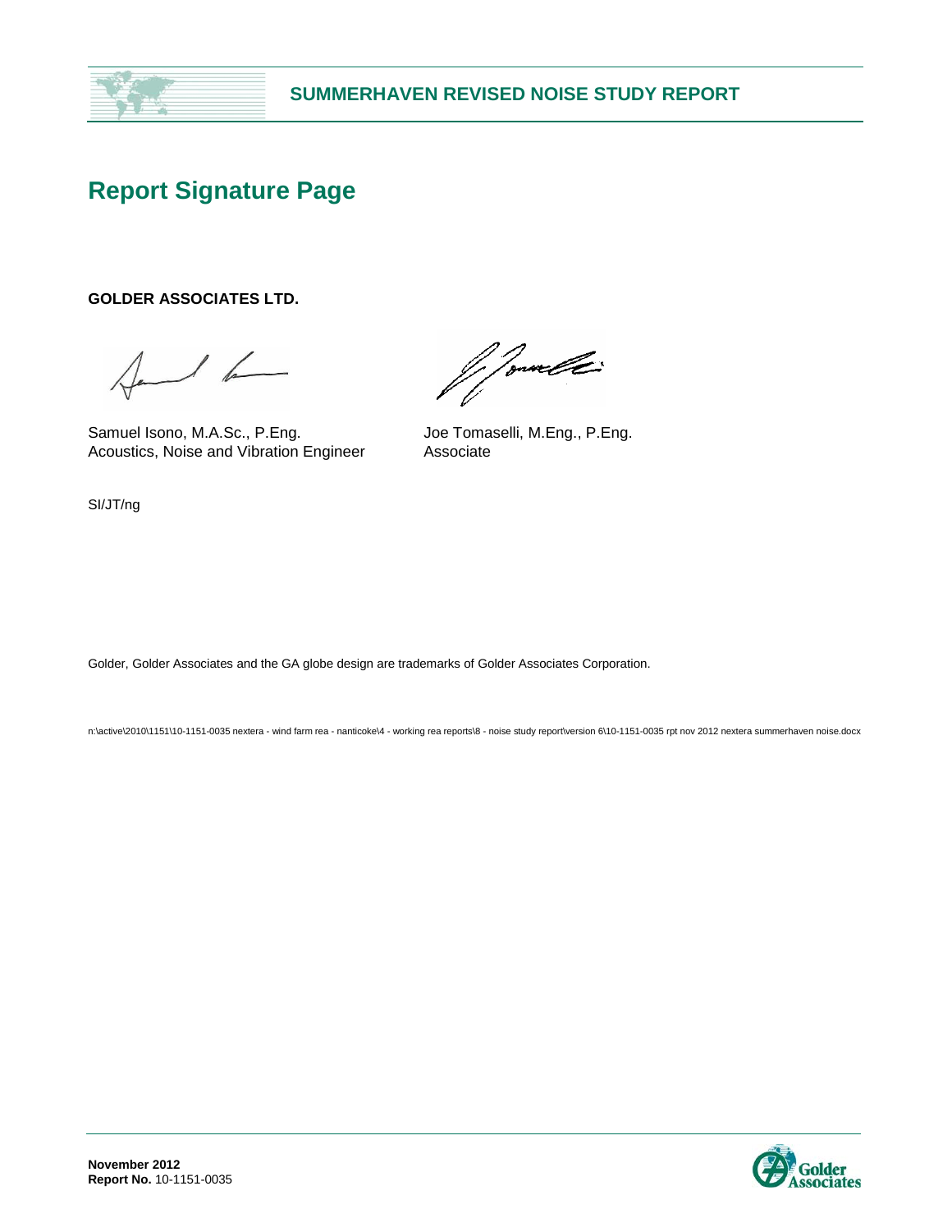# Report Signature Page

**GOLDER ASSOCIATES LTD.**

Samuel Isono, M.A.Sc., P.Eng.
Acoustics, Noise and Vibration Engineer

Joe Tomaselli, M.Eng., P.Eng.
Associate

SI/JT/ng

Golder, Golder Associates and the GA globe design are trademarks of Golder Associates Corporation.

n:\active\2010\1151\10-1151-0035 nextera - wind farm rea - nanticoke\4 - working rea reports\8 - noise study report\version 6\10-1151-0035 rpt nov 2012 nextera summerhaven noise.docx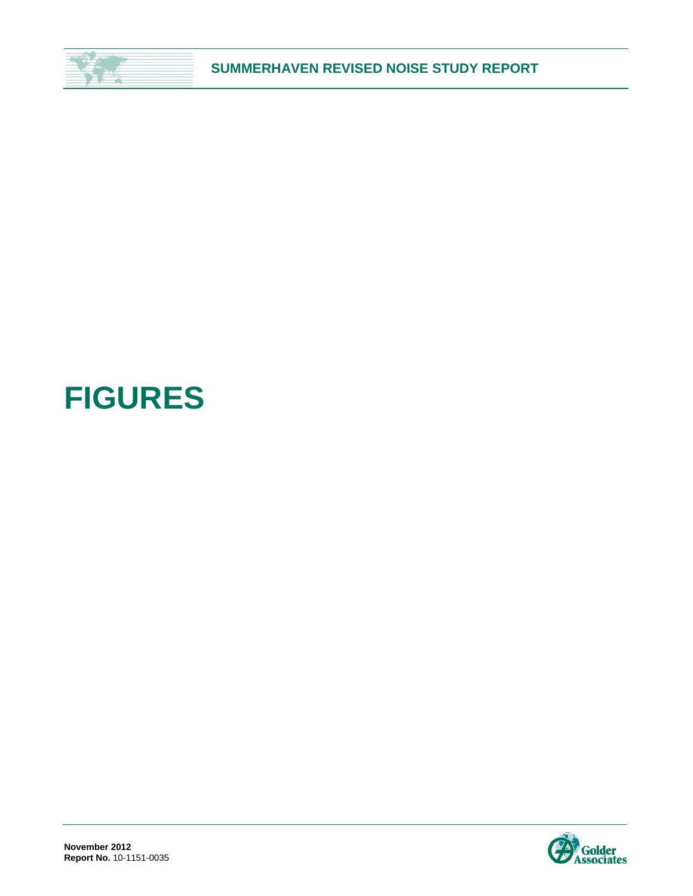# FIGURES